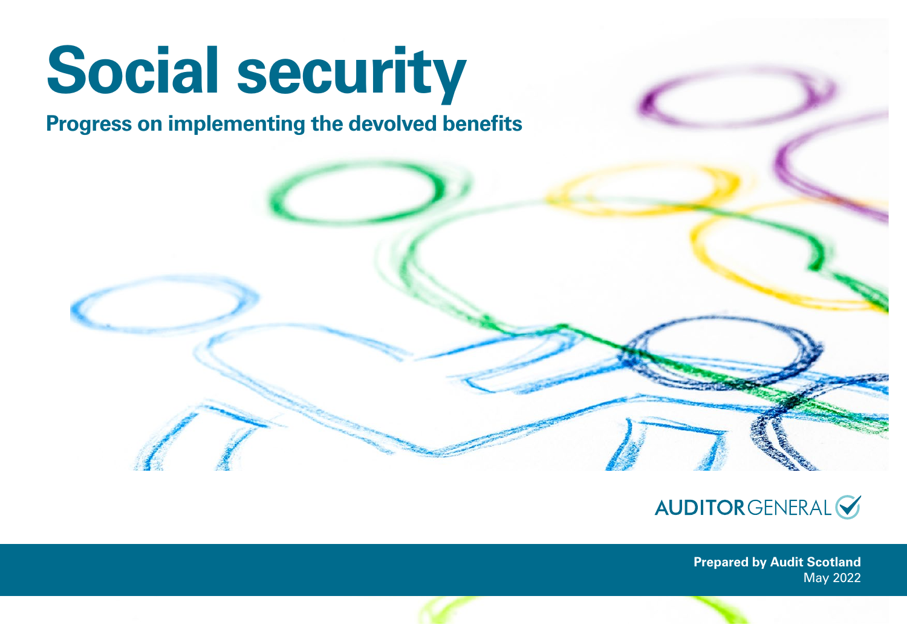# Social security

## Progress on implementing the devolved benefits

AUDITOR GENERAL

**Prepared by Audit Scotland**
May 2022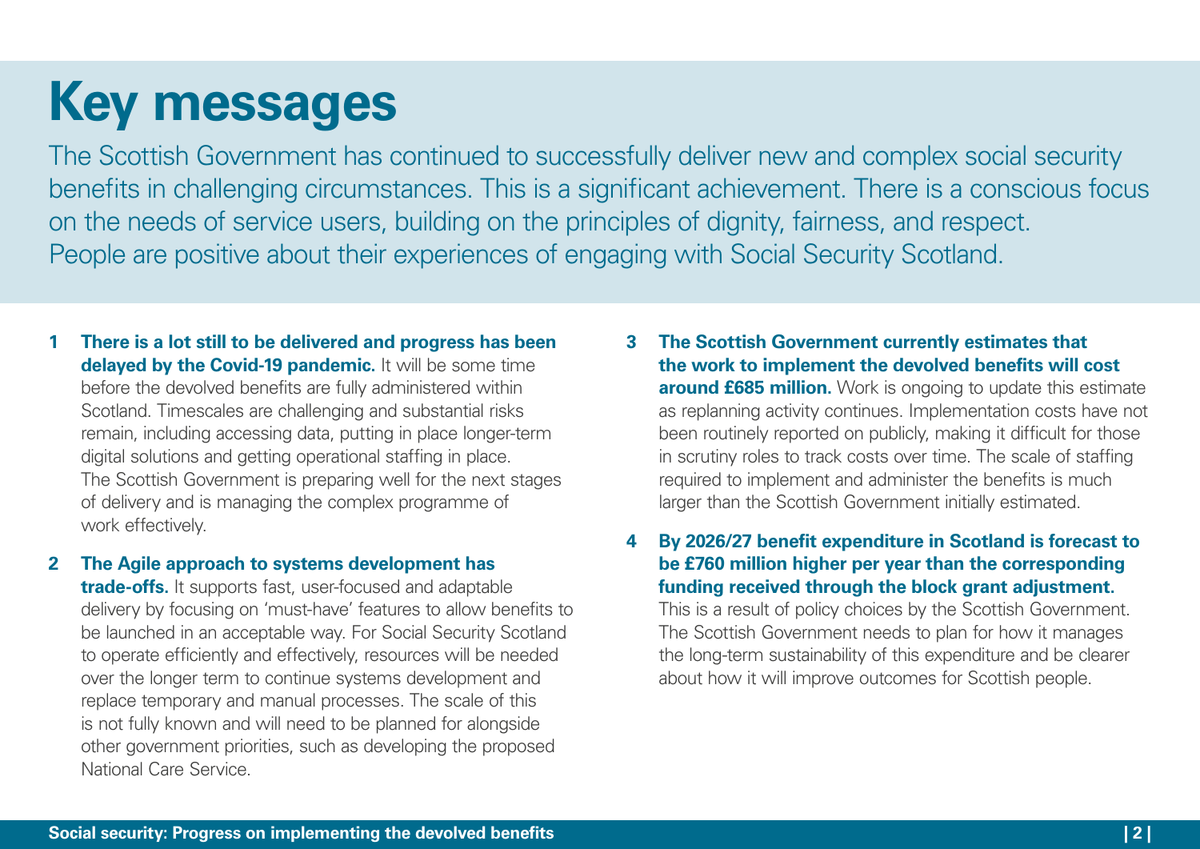# Key messages

The Scottish Government has continued to successfully deliver new and complex social security benefits in challenging circumstances. This is a significant achievement. There is a conscious focus on the needs of service users, building on the principles of dignity, fairness, and respect. People are positive about their experiences of engaging with Social Security Scotland.

1. **There is a lot still to be delivered and progress has been delayed by the Covid-19 pandemic.** It will be some time before the devolved benefits are fully administered within Scotland. Timescales are challenging and substantial risks remain, including accessing data, putting in place longer-term digital solutions and getting operational staffing in place. The Scottish Government is preparing well for the next stages of delivery and is managing the complex programme of work effectively.

2. **The Agile approach to systems development has trade-offs.** It supports fast, user-focused and adaptable delivery by focusing on 'must-have' features to allow benefits to be launched in an acceptable way. For Social Security Scotland to operate efficiently and effectively, resources will be needed over the longer term to continue systems development and replace temporary and manual processes. The scale of this is not fully known and will need to be planned for alongside other government priorities, such as developing the proposed National Care Service.

3. **The Scottish Government currently estimates that the work to implement the devolved benefits will cost around £685 million.** Work is ongoing to update this estimate as replanning activity continues. Implementation costs have not been routinely reported on publicly, making it difficult for those in scrutiny roles to track costs over time. The scale of staffing required to implement and administer the benefits is much larger than the Scottish Government initially estimated.

4. **By 2026/27 benefit expenditure in Scotland is forecast to be £760 million higher per year than the corresponding funding received through the block grant adjustment.** This is a result of policy choices by the Scottish Government. The Scottish Government needs to plan for how it manages the long-term sustainability of this expenditure and be clearer about how it will improve outcomes for Scottish people.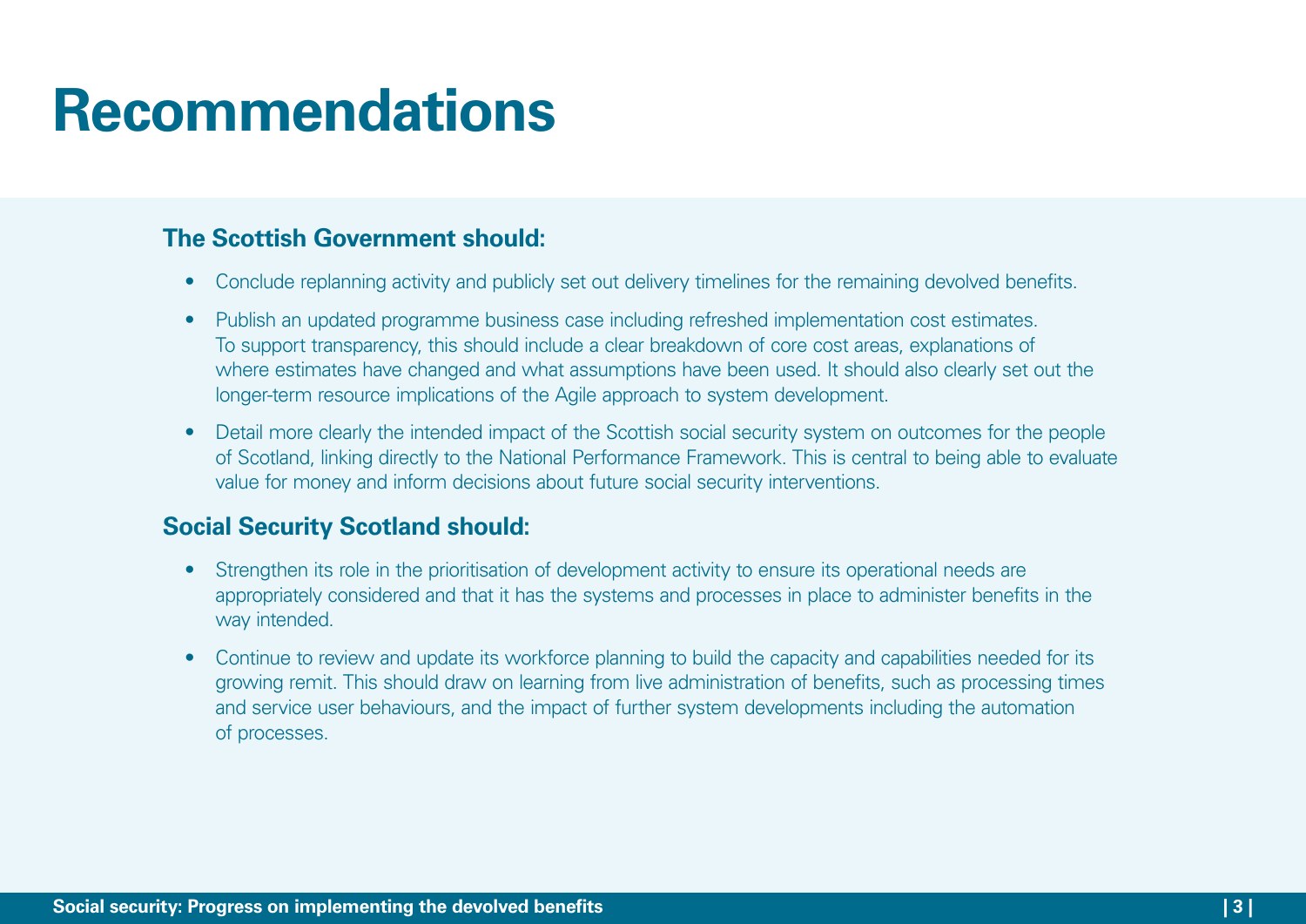# Recommendations

### The Scottish Government should:

- Conclude replanning activity and publicly set out delivery timelines for the remaining devolved benefits.
- Publish an updated programme business case including refreshed implementation cost estimates. To support transparency, this should include a clear breakdown of core cost areas, explanations of where estimates have changed and what assumptions have been used. It should also clearly set out the longer-term resource implications of the Agile approach to system development.
- Detail more clearly the intended impact of the Scottish social security system on outcomes for the people of Scotland, linking directly to the National Performance Framework. This is central to being able to evaluate value for money and inform decisions about future social security interventions.

### Social Security Scotland should:

- Strengthen its role in the prioritisation of development activity to ensure its operational needs are appropriately considered and that it has the systems and processes in place to administer benefits in the way intended.
- Continue to review and update its workforce planning to build the capacity and capabilities needed for its growing remit. This should draw on learning from live administration of benefits, such as processing times and service user behaviours, and the impact of further system developments including the automation of processes.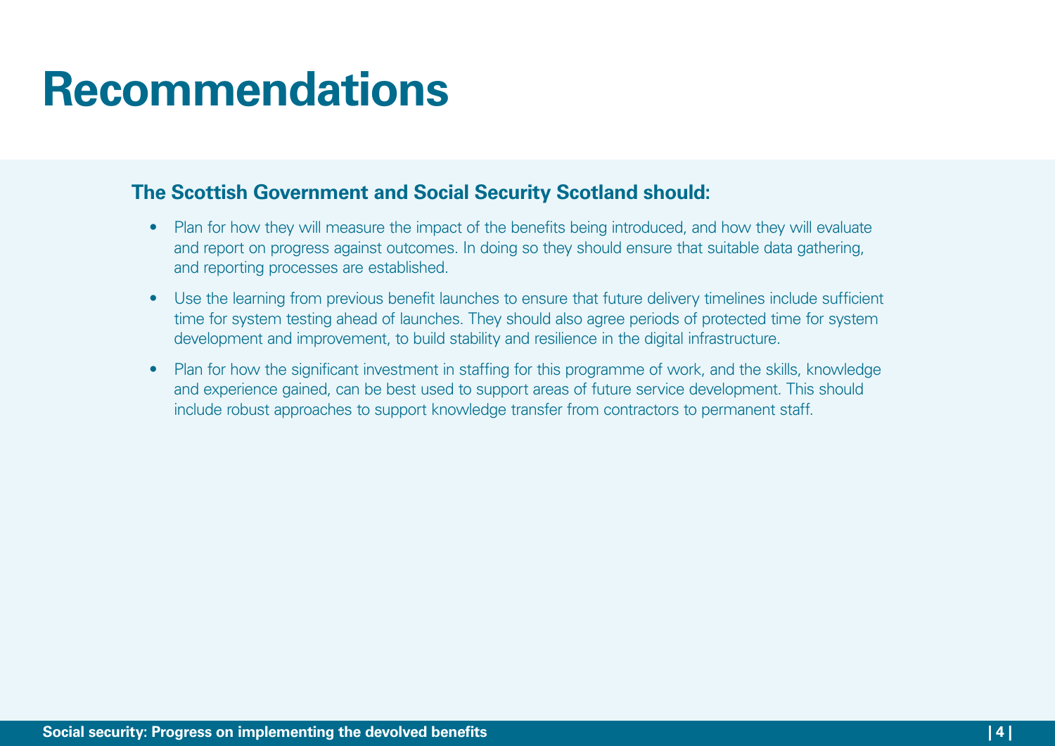# Recommendations

**The Scottish Government and Social Security Scotland should:**

- Plan for how they will measure the impact of the benefits being introduced, and how they will evaluate and report on progress against outcomes. In doing so they should ensure that suitable data gathering, and reporting processes are established.
- Use the learning from previous benefit launches to ensure that future delivery timelines include sufficient time for system testing ahead of launches. They should also agree periods of protected time for system development and improvement, to build stability and resilience in the digital infrastructure.
- Plan for how the significant investment in staffing for this programme of work, and the skills, knowledge and experience gained, can be best used to support areas of future service development. This should include robust approaches to support knowledge transfer from contractors to permanent staff.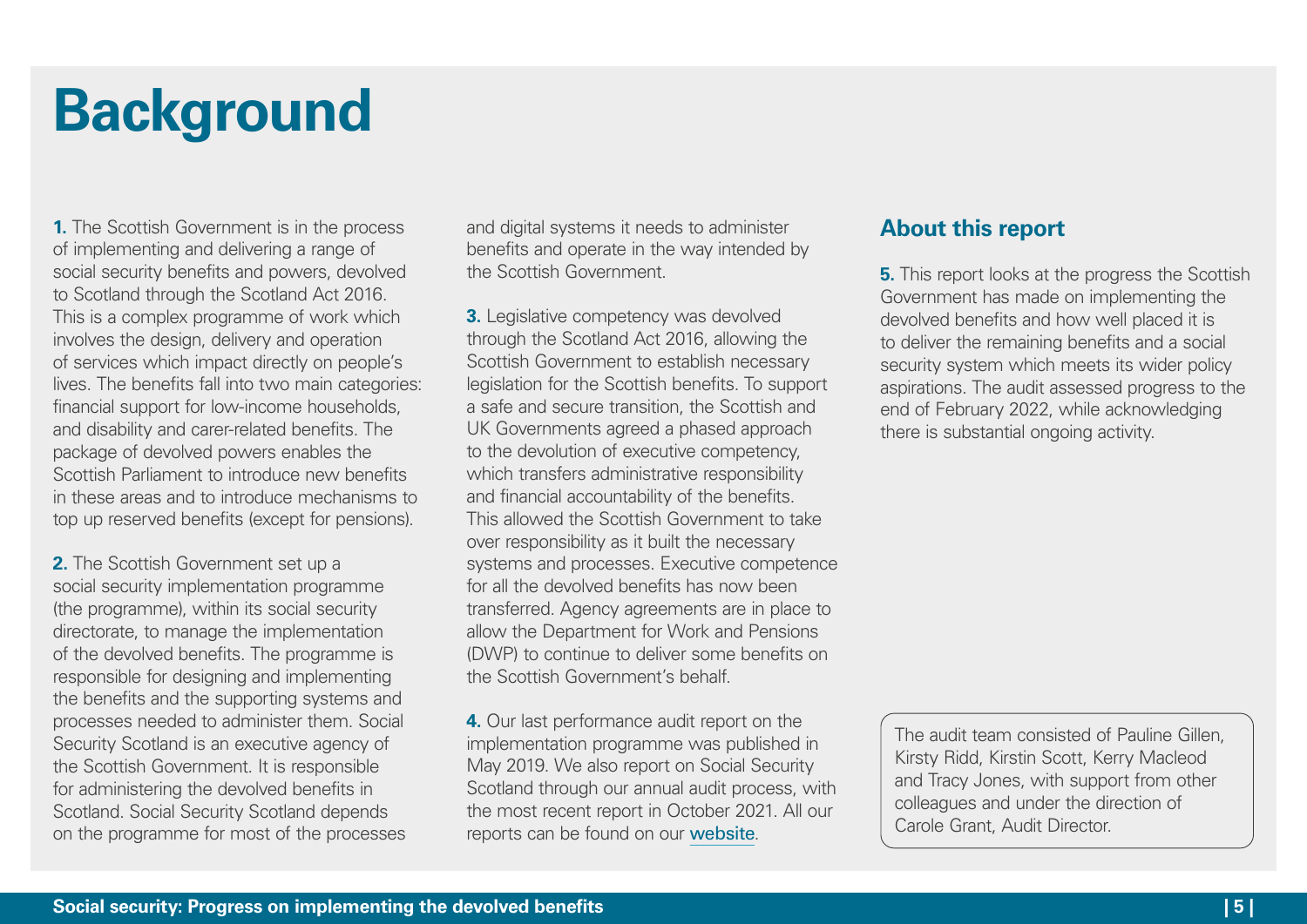# Background

**1.** The Scottish Government is in the process of implementing and delivering a range of social security benefits and powers, devolved to Scotland through the Scotland Act 2016. This is a complex programme of work which involves the design, delivery and operation of services which impact directly on people's lives. The benefits fall into two main categories: financial support for low-income households, and disability and carer-related benefits. The package of devolved powers enables the Scottish Parliament to introduce new benefits in these areas and to introduce mechanisms to top up reserved benefits (except for pensions).

**2.** The Scottish Government set up a social security implementation programme (the programme), within its social security directorate, to manage the implementation of the devolved benefits. The programme is responsible for designing and implementing the benefits and the supporting systems and processes needed to administer them. Social Security Scotland is an executive agency of the Scottish Government. It is responsible for administering the devolved benefits in Scotland. Social Security Scotland depends on the programme for most of the processes and digital systems it needs to administer benefits and operate in the way intended by the Scottish Government.

**3.** Legislative competency was devolved through the Scotland Act 2016, allowing the Scottish Government to establish necessary legislation for the Scottish benefits. To support a safe and secure transition, the Scottish and UK Governments agreed a phased approach to the devolution of executive competency, which transfers administrative responsibility and financial accountability of the benefits. This allowed the Scottish Government to take over responsibility as it built the necessary systems and processes. Executive competence for all the devolved benefits has now been transferred. Agency agreements are in place to allow the Department for Work and Pensions (DWP) to continue to deliver some benefits on the Scottish Government's behalf.

**4.** Our last performance audit report on the implementation programme was published in May 2019. We also report on Social Security Scotland through our annual audit process, with the most recent report in October 2021. All our reports can be found on our website.

## About this report

**5.** This report looks at the progress the Scottish Government has made on implementing the devolved benefits and how well placed it is to deliver the remaining benefits and a social security system which meets its wider policy aspirations. The audit assessed progress to the end of February 2022, while acknowledging there is substantial ongoing activity.

The audit team consisted of Pauline Gillen, Kirsty Ridd, Kirstin Scott, Kerry Macleod and Tracy Jones, with support from other colleagues and under the direction of Carole Grant, Audit Director.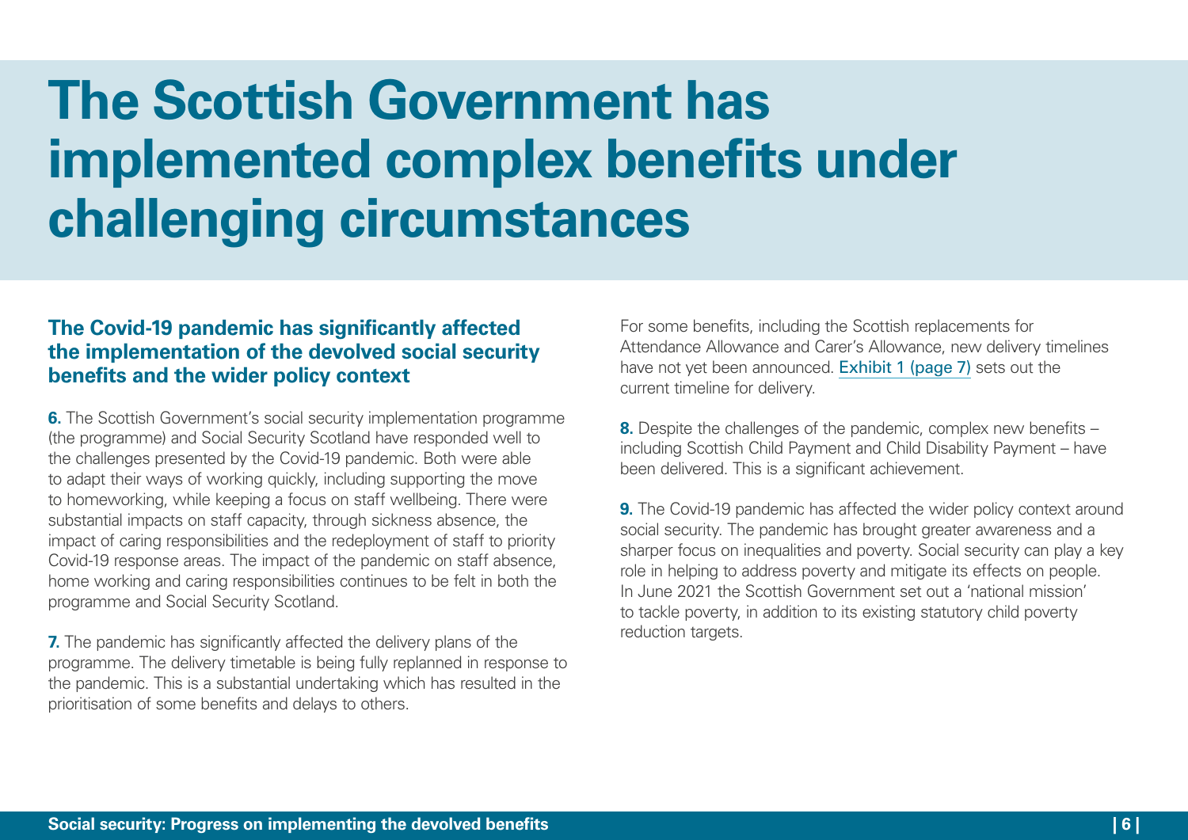# The Scottish Government has implemented complex benefits under challenging circumstances

## The Covid-19 pandemic has significantly affected the implementation of the devolved social security benefits and the wider policy context

**6.** The Scottish Government's social security implementation programme (the programme) and Social Security Scotland have responded well to the challenges presented by the Covid-19 pandemic. Both were able to adapt their ways of working quickly, including supporting the move to homeworking, while keeping a focus on staff wellbeing. There were substantial impacts on staff capacity, through sickness absence, the impact of caring responsibilities and the redeployment of staff to priority Covid-19 response areas. The impact of the pandemic on staff absence, home working and caring responsibilities continues to be felt in both the programme and Social Security Scotland.

**7.** The pandemic has significantly affected the delivery plans of the programme. The delivery timetable is being fully replanned in response to the pandemic. This is a substantial undertaking which has resulted in the prioritisation of some benefits and delays to others. For some benefits, including the Scottish replacements for Attendance Allowance and Carer's Allowance, new delivery timelines have not yet been announced. Exhibit 1 (page 7) sets out the current timeline for delivery.

**8.** Despite the challenges of the pandemic, complex new benefits – including Scottish Child Payment and Child Disability Payment – have been delivered. This is a significant achievement.

**9.** The Covid-19 pandemic has affected the wider policy context around social security. The pandemic has brought greater awareness and a sharper focus on inequalities and poverty. Social security can play a key role in helping to address poverty and mitigate its effects on people. In June 2021 the Scottish Government set out a 'national mission' to tackle poverty, in addition to its existing statutory child poverty reduction targets.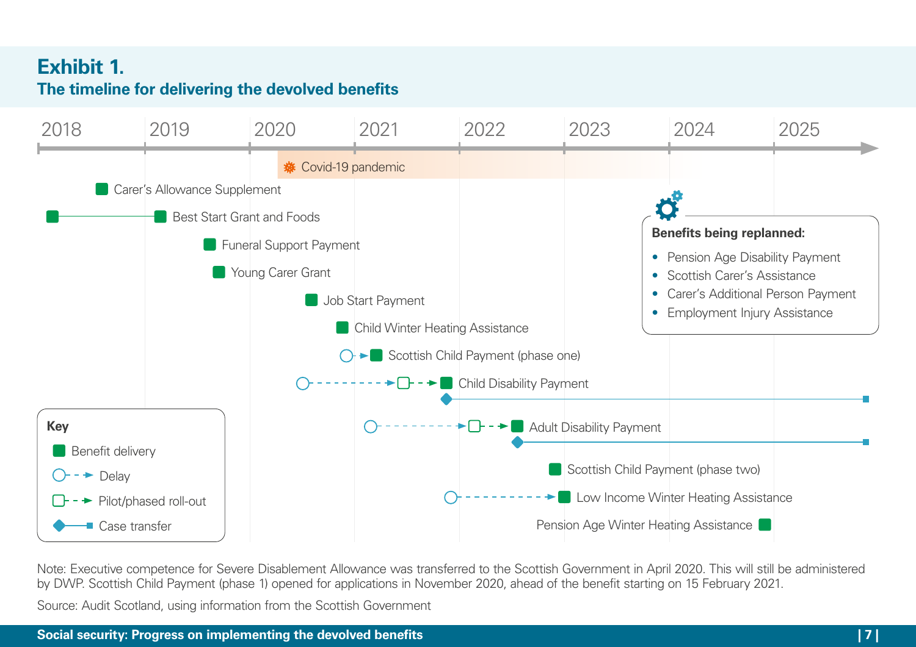## Exhibit 1.

### The timeline for delivering the devolved benefits

2018 | 2019 | 2020 | 2021 | 2022 | 2023 | 2024 | 2025

Covid-19 pandemic

- Carer's Allowance Supplement
- Best Start Grant and Foods
- Funeral Support Payment
- Young Carer Grant
- Job Start Payment
- Child Winter Heating Assistance
- Scottish Child Payment (phase one)
- Child Disability Payment
- Adult Disability Payment
- Scottish Child Payment (phase two)
- Low Income Winter Heating Assistance
- Pension Age Winter Heating Assistance

**Benefits being replanned:**

- Pension Age Disability Payment
- Scottish Carer's Assistance
- Carer's Additional Person Payment
- Employment Injury Assistance

**Key**

- Benefit delivery
- Delay
- Pilot/phased roll-out
- Case transfer

Note: Executive competence for Severe Disablement Allowance was transferred to the Scottish Government in April 2020. This will still be administered by DWP. Scottish Child Payment (phase 1) opened for applications in November 2020, ahead of the benefit starting on 15 February 2021.

Source: Audit Scotland, using information from the Scottish Government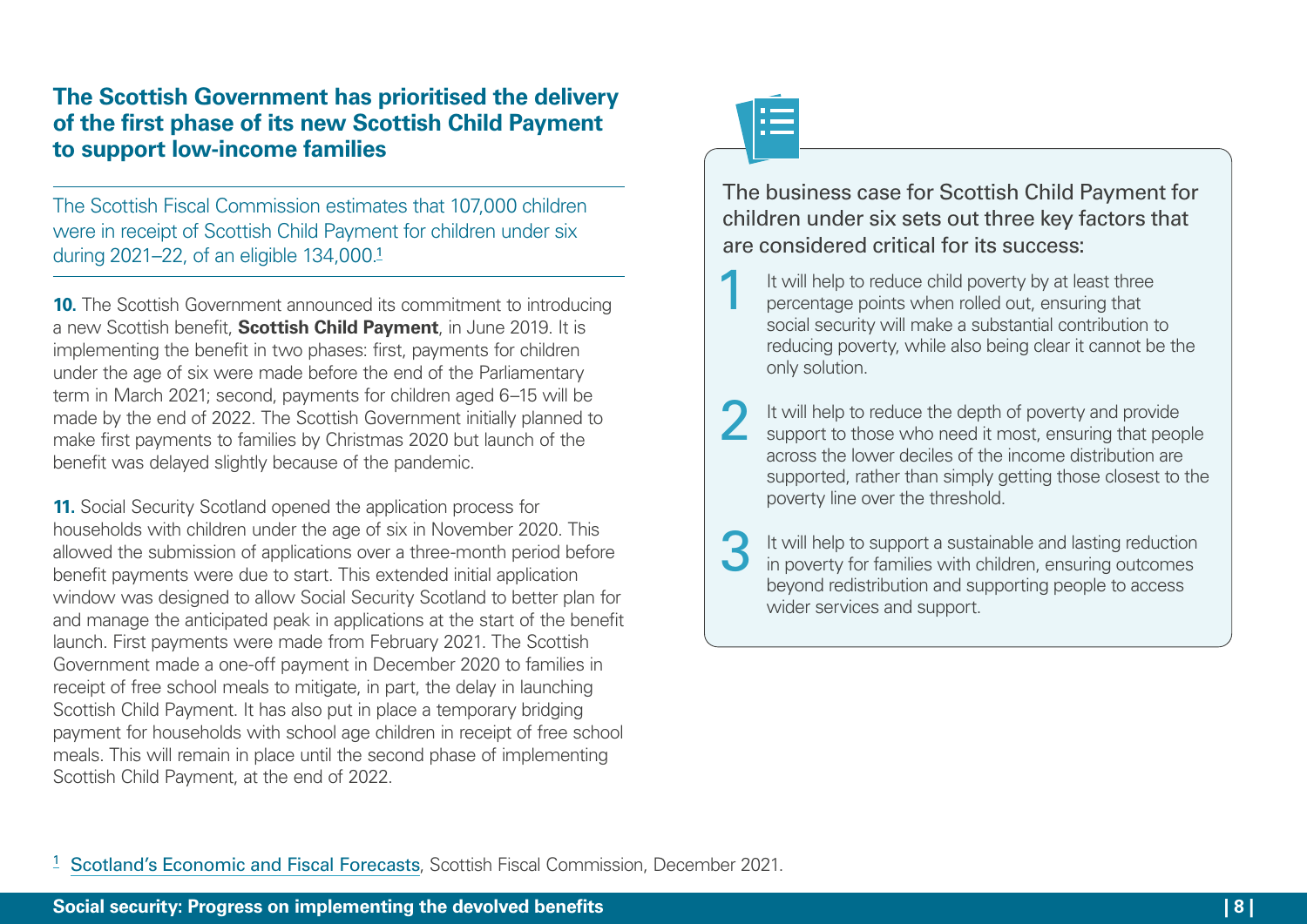## The Scottish Government has prioritised the delivery of the first phase of its new Scottish Child Payment to support low-income families

The Scottish Fiscal Commission estimates that 107,000 children were in receipt of Scottish Child Payment for children under six during 2021–22, of an eligible 134,000.[1]

**10.** The Scottish Government announced its commitment to introducing a new Scottish benefit, **Scottish Child Payment**, in June 2019. It is implementing the benefit in two phases: first, payments for children under the age of six were made before the end of the Parliamentary term in March 2021; second, payments for children aged 6–15 will be made by the end of 2022. The Scottish Government initially planned to make first payments to families by Christmas 2020 but launch of the benefit was delayed slightly because of the pandemic.

**11.** Social Security Scotland opened the application process for households with children under the age of six in November 2020. This allowed the submission of applications over a three-month period before benefit payments were due to start. This extended initial application window was designed to allow Social Security Scotland to better plan for and manage the anticipated peak in applications at the start of the benefit launch. First payments were made from February 2021. The Scottish Government made a one-off payment in December 2020 to families in receipt of free school meals to mitigate, in part, the delay in launching Scottish Child Payment. It has also put in place a temporary bridging payment for households with school age children in receipt of free school meals. This will remain in place until the second phase of implementing Scottish Child Payment, at the end of 2022.

The business case for Scottish Child Payment for children under six sets out three key factors that are considered critical for its success:

1. It will help to reduce child poverty by at least three percentage points when rolled out, ensuring that social security will make a substantial contribution to reducing poverty, while also being clear it cannot be the only solution.
2. It will help to reduce the depth of poverty and provide support to those who need it most, ensuring that people across the lower deciles of the income distribution are supported, rather than simply getting those closest to the poverty line over the threshold.
3. It will help to support a sustainable and lasting reduction in poverty for families with children, ensuring outcomes beyond redistribution and supporting people to access wider services and support.

[1] Scotland's Economic and Fiscal Forecasts, Scottish Fiscal Commission, December 2021.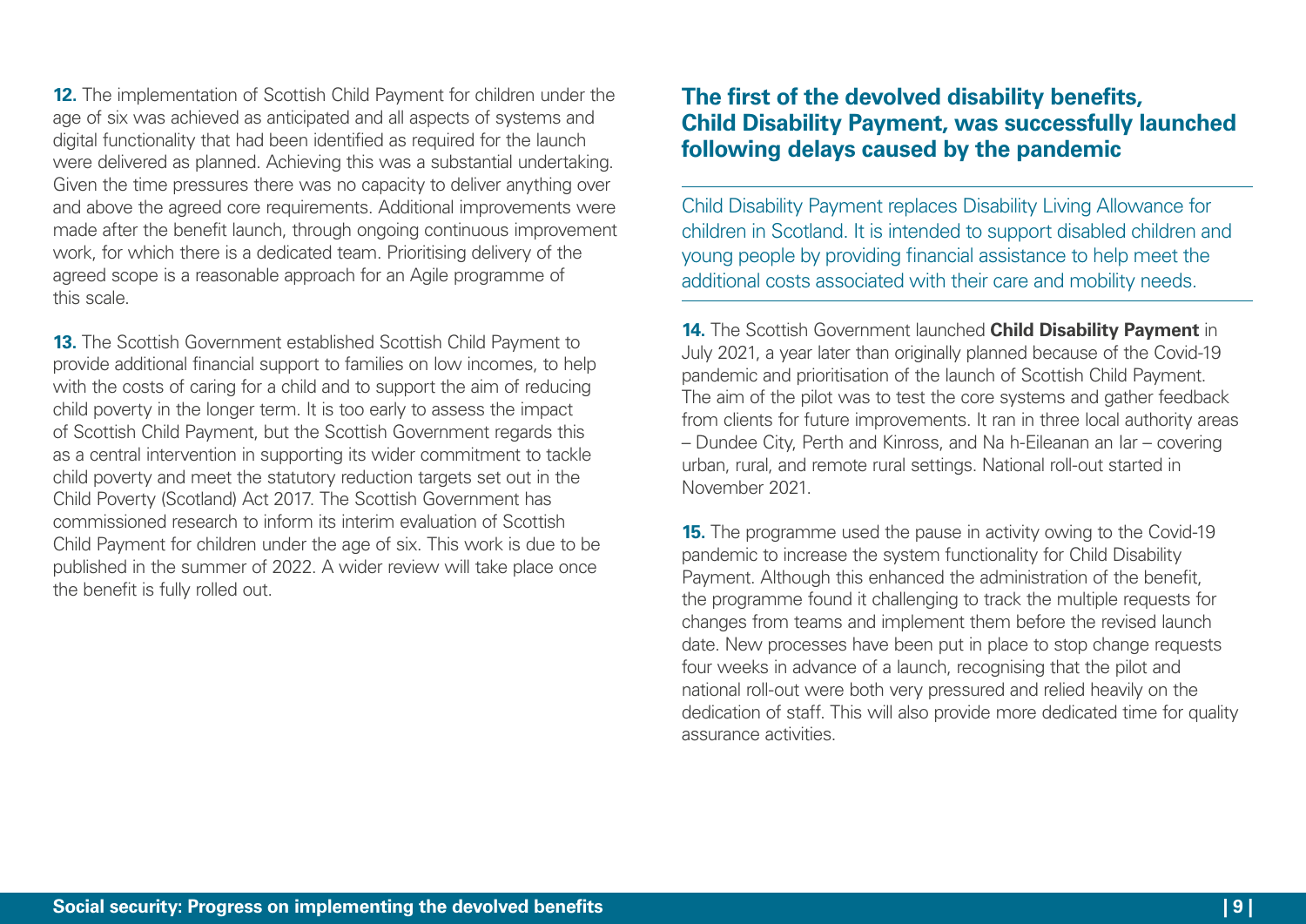**12.** The implementation of Scottish Child Payment for children under the age of six was achieved as anticipated and all aspects of systems and digital functionality that had been identified as required for the launch were delivered as planned. Achieving this was a substantial undertaking. Given the time pressures there was no capacity to deliver anything over and above the agreed core requirements. Additional improvements were made after the benefit launch, through ongoing continuous improvement work, for which there is a dedicated team. Prioritising delivery of the agreed scope is a reasonable approach for an Agile programme of this scale.

**13.** The Scottish Government established Scottish Child Payment to provide additional financial support to families on low incomes, to help with the costs of caring for a child and to support the aim of reducing child poverty in the longer term. It is too early to assess the impact of Scottish Child Payment, but the Scottish Government regards this as a central intervention in supporting its wider commitment to tackle child poverty and meet the statutory reduction targets set out in the Child Poverty (Scotland) Act 2017. The Scottish Government has commissioned research to inform its interim evaluation of Scottish Child Payment for children under the age of six. This work is due to be published in the summer of 2022. A wider review will take place once the benefit is fully rolled out.

## The first of the devolved disability benefits, Child Disability Payment, was successfully launched following delays caused by the pandemic

Child Disability Payment replaces Disability Living Allowance for children in Scotland. It is intended to support disabled children and young people by providing financial assistance to help meet the additional costs associated with their care and mobility needs.

**14.** The Scottish Government launched **Child Disability Payment** in July 2021, a year later than originally planned because of the Covid-19 pandemic and prioritisation of the launch of Scottish Child Payment. The aim of the pilot was to test the core systems and gather feedback from clients for future improvements. It ran in three local authority areas – Dundee City, Perth and Kinross, and Na h-Eileanan an Iar – covering urban, rural, and remote rural settings. National roll-out started in November 2021.

**15.** The programme used the pause in activity owing to the Covid-19 pandemic to increase the system functionality for Child Disability Payment. Although this enhanced the administration of the benefit, the programme found it challenging to track the multiple requests for changes from teams and implement them before the revised launch date. New processes have been put in place to stop change requests four weeks in advance of a launch, recognising that the pilot and national roll-out were both very pressured and relied heavily on the dedication of staff. This will also provide more dedicated time for quality assurance activities.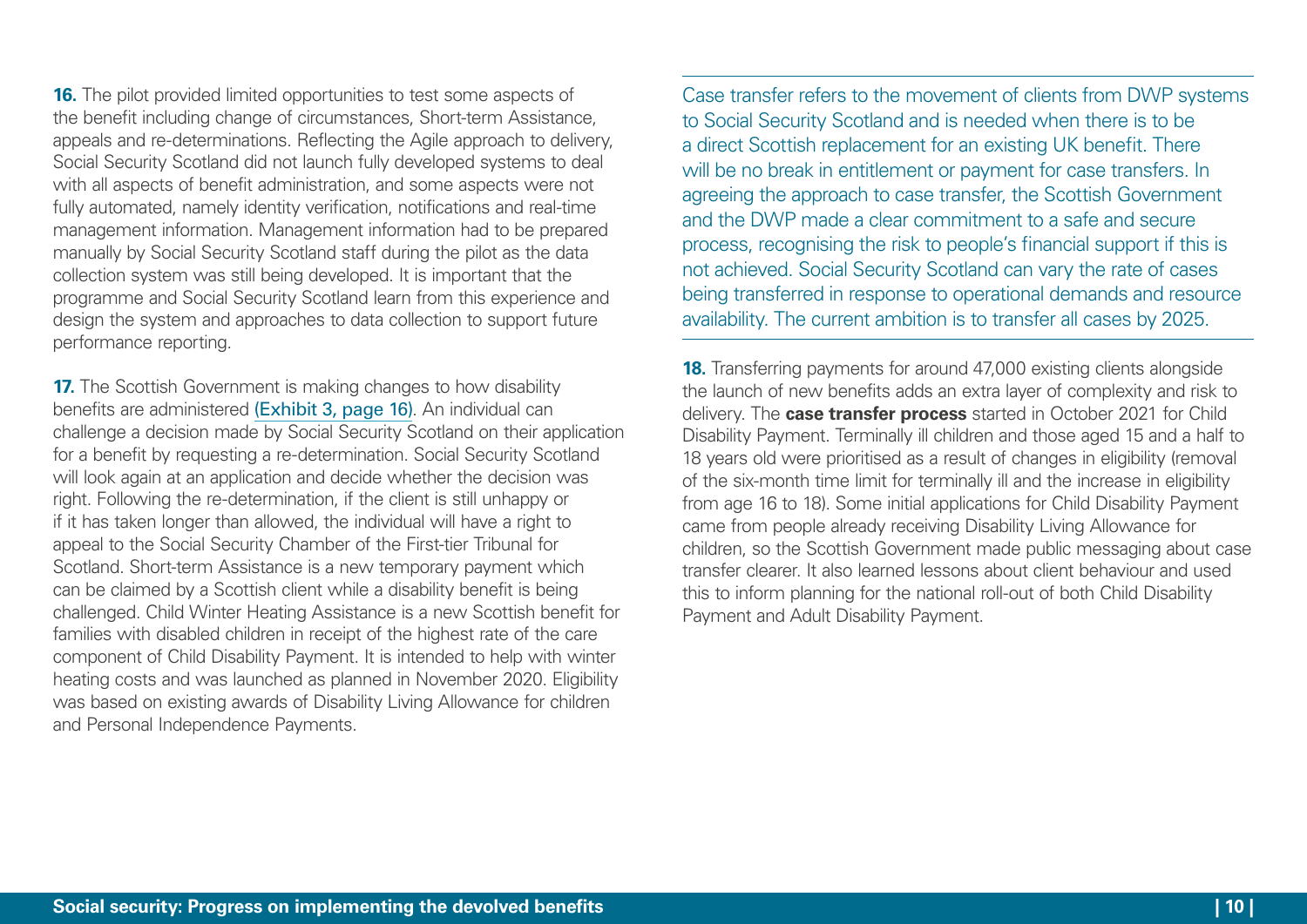**16.** The pilot provided limited opportunities to test some aspects of the benefit including change of circumstances, Short-term Assistance, appeals and re-determinations. Reflecting the Agile approach to delivery, Social Security Scotland did not launch fully developed systems to deal with all aspects of benefit administration, and some aspects were not fully automated, namely identity verification, notifications and real-time management information. Management information had to be prepared manually by Social Security Scotland staff during the pilot as the data collection system was still being developed. It is important that the programme and Social Security Scotland learn from this experience and design the system and approaches to data collection to support future performance reporting.

**17.** The Scottish Government is making changes to how disability benefits are administered (Exhibit 3, page 16). An individual can challenge a decision made by Social Security Scotland on their application for a benefit by requesting a re-determination. Social Security Scotland will look again at an application and decide whether the decision was right. Following the re-determination, if the client is still unhappy or if it has taken longer than allowed, the individual will have a right to appeal to the Social Security Chamber of the First-tier Tribunal for Scotland. Short-term Assistance is a new temporary payment which can be claimed by a Scottish client while a disability benefit is being challenged. Child Winter Heating Assistance is a new Scottish benefit for families with disabled children in receipt of the highest rate of the care component of Child Disability Payment. It is intended to help with winter heating costs and was launched as planned in November 2020. Eligibility was based on existing awards of Disability Living Allowance for children and Personal Independence Payments.

Case transfer refers to the movement of clients from DWP systems to Social Security Scotland and is needed when there is to be a direct Scottish replacement for an existing UK benefit. There will be no break in entitlement or payment for case transfers. In agreeing the approach to case transfer, the Scottish Government and the DWP made a clear commitment to a safe and secure process, recognising the risk to people's financial support if this is not achieved. Social Security Scotland can vary the rate of cases being transferred in response to operational demands and resource availability. The current ambition is to transfer all cases by 2025.

**18.** Transferring payments for around 47,000 existing clients alongside the launch of new benefits adds an extra layer of complexity and risk to delivery. The **case transfer process** started in October 2021 for Child Disability Payment. Terminally ill children and those aged 15 and a half to 18 years old were prioritised as a result of changes in eligibility (removal of the six-month time limit for terminally ill and the increase in eligibility from age 16 to 18). Some initial applications for Child Disability Payment came from people already receiving Disability Living Allowance for children, so the Scottish Government made public messaging about case transfer clearer. It also learned lessons about client behaviour and used this to inform planning for the national roll-out of both Child Disability Payment and Adult Disability Payment.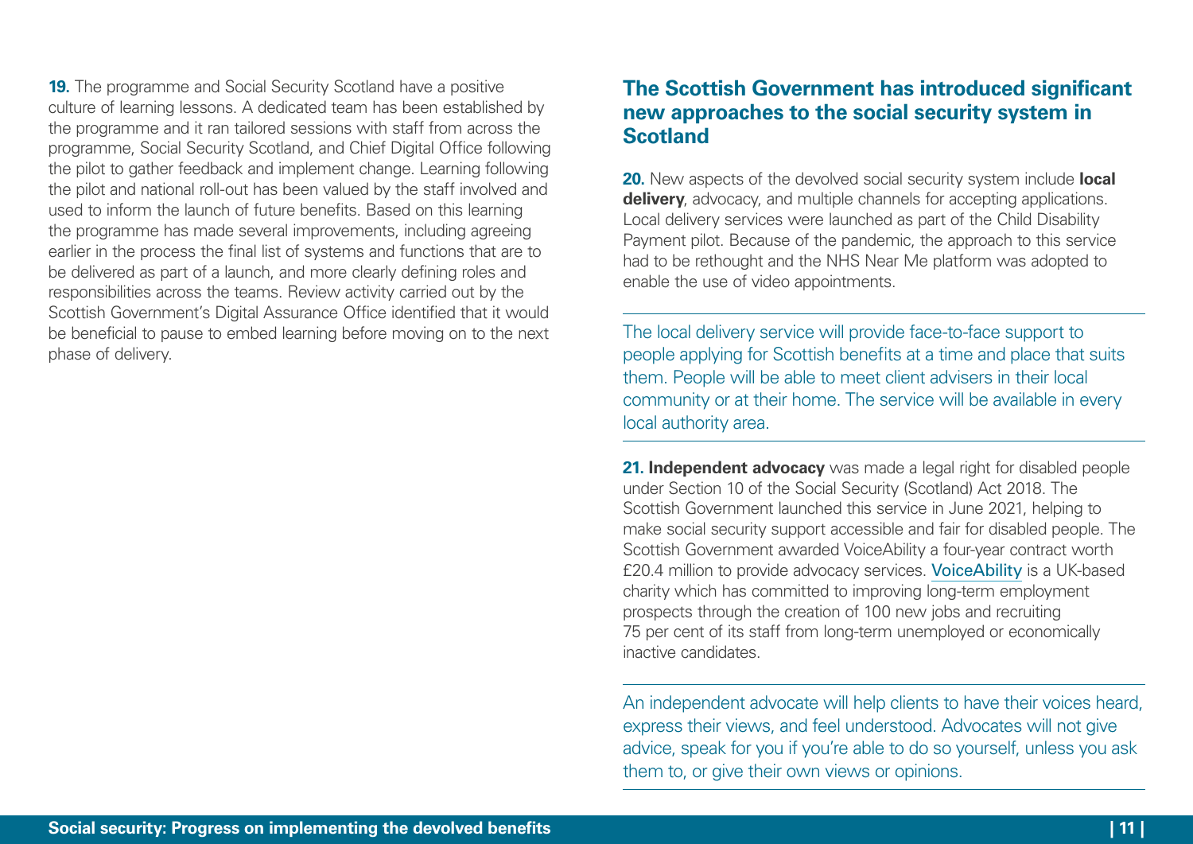**19.** The programme and Social Security Scotland have a positive culture of learning lessons. A dedicated team has been established by the programme and it ran tailored sessions with staff from across the programme, Social Security Scotland, and Chief Digital Office following the pilot to gather feedback and implement change. Learning following the pilot and national roll-out has been valued by the staff involved and used to inform the launch of future benefits. Based on this learning the programme has made several improvements, including agreeing earlier in the process the final list of systems and functions that are to be delivered as part of a launch, and more clearly defining roles and responsibilities across the teams. Review activity carried out by the Scottish Government's Digital Assurance Office identified that it would be beneficial to pause to embed learning before moving on to the next phase of delivery.

## The Scottish Government has introduced significant new approaches to the social security system in Scotland

**20.** New aspects of the devolved social security system include **local delivery**, advocacy, and multiple channels for accepting applications. Local delivery services were launched as part of the Child Disability Payment pilot. Because of the pandemic, the approach to this service had to be rethought and the NHS Near Me platform was adopted to enable the use of video appointments.

The local delivery service will provide face-to-face support to people applying for Scottish benefits at a time and place that suits them. People will be able to meet client advisers in their local community or at their home. The service will be available in every local authority area.

**21. Independent advocacy** was made a legal right for disabled people under Section 10 of the Social Security (Scotland) Act 2018. The Scottish Government launched this service in June 2021, helping to make social security support accessible and fair for disabled people. The Scottish Government awarded VoiceAbility a four-year contract worth £20.4 million to provide advocacy services. VoiceAbility is a UK-based charity which has committed to improving long-term employment prospects through the creation of 100 new jobs and recruiting 75 per cent of its staff from long-term unemployed or economically inactive candidates.

An independent advocate will help clients to have their voices heard, express their views, and feel understood. Advocates will not give advice, speak for you if you're able to do so yourself, unless you ask them to, or give their own views or opinions.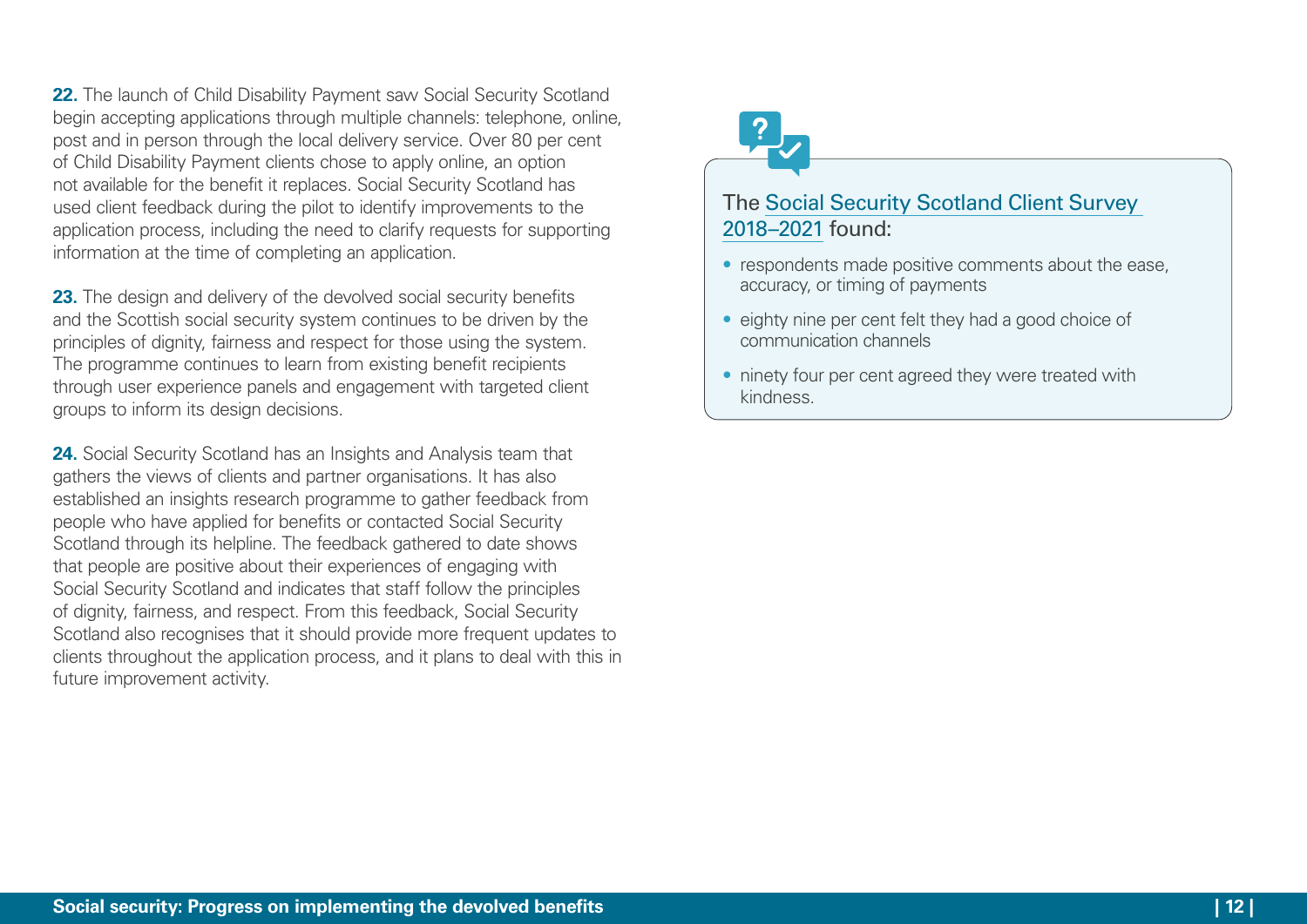**22.** The launch of Child Disability Payment saw Social Security Scotland begin accepting applications through multiple channels: telephone, online, post and in person through the local delivery service. Over 80 per cent of Child Disability Payment clients chose to apply online, an option not available for the benefit it replaces. Social Security Scotland has used client feedback during the pilot to identify improvements to the application process, including the need to clarify requests for supporting information at the time of completing an application.

**23.** The design and delivery of the devolved social security benefits and the Scottish social security system continues to be driven by the principles of dignity, fairness and respect for those using the system. The programme continues to learn from existing benefit recipients through user experience panels and engagement with targeted client groups to inform its design decisions.

**24.** Social Security Scotland has an Insights and Analysis team that gathers the views of clients and partner organisations. It has also established an insights research programme to gather feedback from people who have applied for benefits or contacted Social Security Scotland through its helpline. The feedback gathered to date shows that people are positive about their experiences of engaging with Social Security Scotland and indicates that staff follow the principles of dignity, fairness, and respect. From this feedback, Social Security Scotland also recognises that it should provide more frequent updates to clients throughout the application process, and it plans to deal with this in future improvement activity.

The Social Security Scotland Client Survey 2018–2021 found:

- respondents made positive comments about the ease, accuracy, or timing of payments
- eighty nine per cent felt they had a good choice of communication channels
- ninety four per cent agreed they were treated with kindness.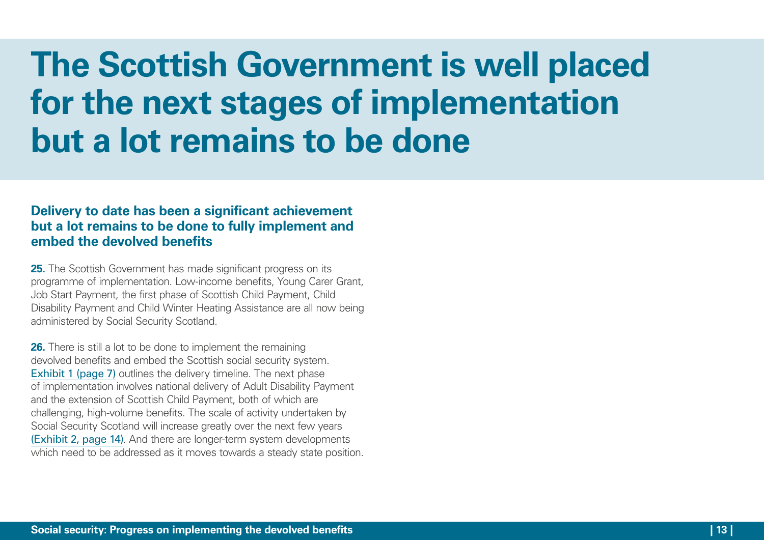# The Scottish Government is well placed for the next stages of implementation but a lot remains to be done

## Delivery to date has been a significant achievement but a lot remains to be done to fully implement and embed the devolved benefits

**25.** The Scottish Government has made significant progress on its programme of implementation. Low-income benefits, Young Carer Grant, Job Start Payment, the first phase of Scottish Child Payment, Child Disability Payment and Child Winter Heating Assistance are all now being administered by Social Security Scotland.

**26.** There is still a lot to be done to implement the remaining devolved benefits and embed the Scottish social security system. Exhibit 1 (page 7) outlines the delivery timeline. The next phase of implementation involves national delivery of Adult Disability Payment and the extension of Scottish Child Payment, both of which are challenging, high-volume benefits. The scale of activity undertaken by Social Security Scotland will increase greatly over the next few years (Exhibit 2, page 14). And there are longer-term system developments which need to be addressed as it moves towards a steady state position.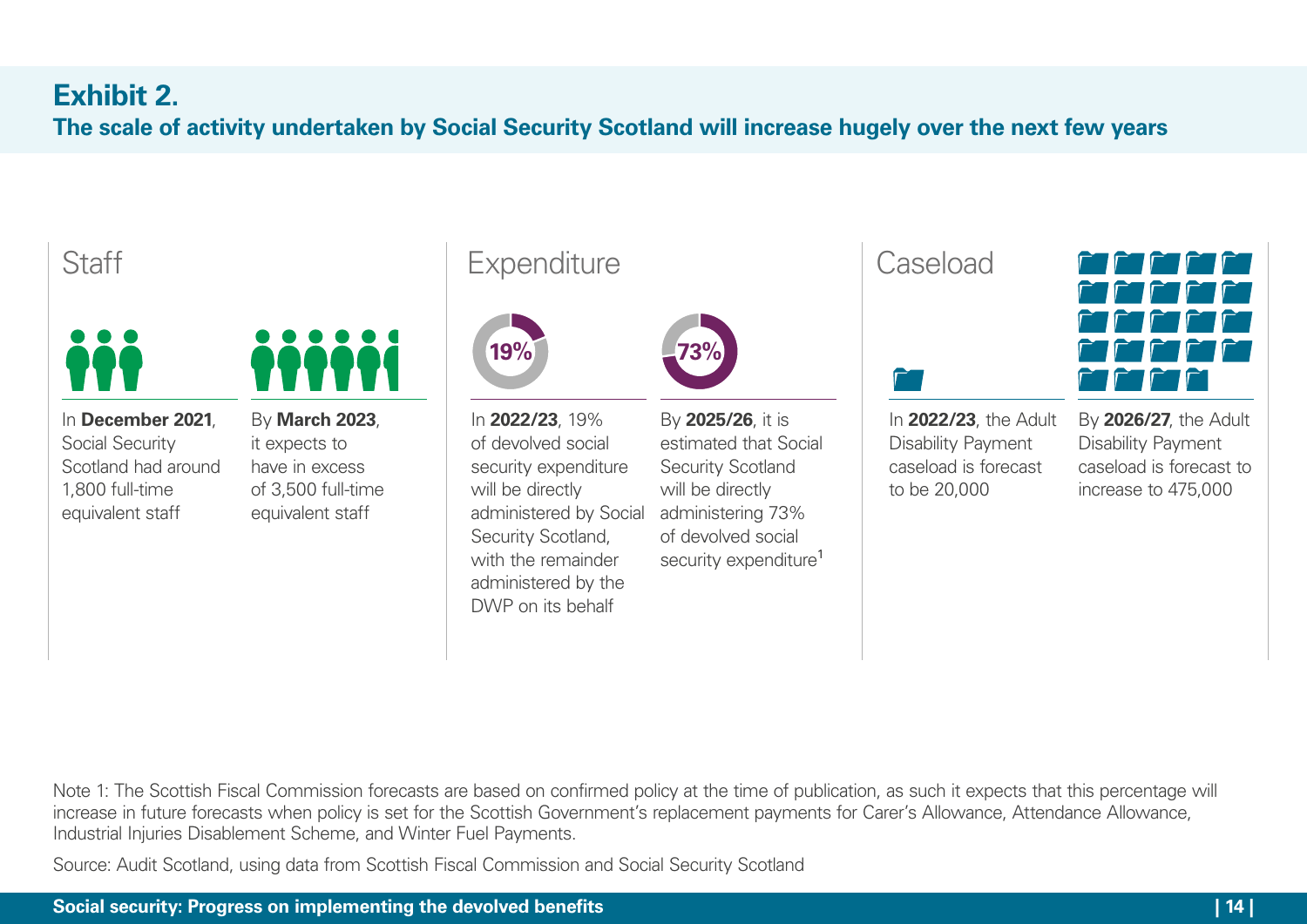## Exhibit 2.

**The scale of activity undertaken by Social Security Scotland will increase hugely over the next few years**

### Staff

In **December 2021**, Social Security Scotland had around 1,800 full-time equivalent staff

By **March 2023**, it expects to have in excess of 3,500 full-time equivalent staff

### Expenditure

19%

In **2022/23**, 19% of devolved social security expenditure will be directly administered by Social Security Scotland, with the remainder administered by the DWP on its behalf

73%

By **2025/26**, it is estimated that Social Security Scotland will be directly administering 73% of devolved social security expenditure[1]

### Caseload

In **2022/23**, the Adult Disability Payment caseload is forecast to be 20,000

By **2026/27**, the Adult Disability Payment caseload is forecast to increase to 475,000

Note 1: The Scottish Fiscal Commission forecasts are based on confirmed policy at the time of publication, as such it expects that this percentage will increase in future forecasts when policy is set for the Scottish Government's replacement payments for Carer's Allowance, Attendance Allowance, Industrial Injuries Disablement Scheme, and Winter Fuel Payments.

Source: Audit Scotland, using data from Scottish Fiscal Commission and Social Security Scotland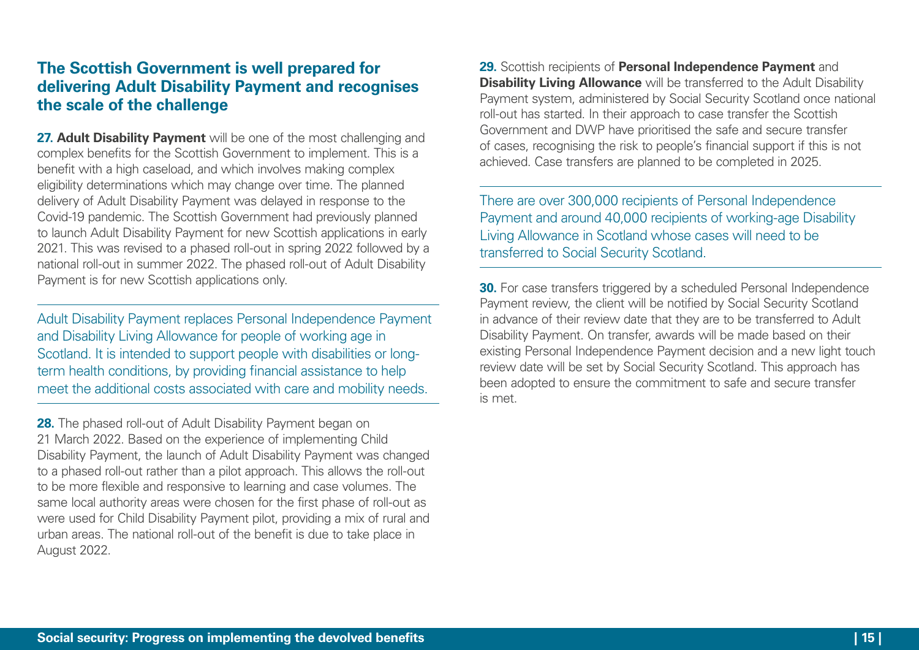## The Scottish Government is well prepared for delivering Adult Disability Payment and recognises the scale of the challenge

**27. Adult Disability Payment** will be one of the most challenging and complex benefits for the Scottish Government to implement. This is a benefit with a high caseload, and which involves making complex eligibility determinations which may change over time. The planned delivery of Adult Disability Payment was delayed in response to the Covid-19 pandemic. The Scottish Government had previously planned to launch Adult Disability Payment for new Scottish applications in early 2021. This was revised to a phased roll-out in spring 2022 followed by a national roll-out in summer 2022. The phased roll-out of Adult Disability Payment is for new Scottish applications only.

---

Adult Disability Payment replaces Personal Independence Payment and Disability Living Allowance for people of working age in Scotland. It is intended to support people with disabilities or long-term health conditions, by providing financial assistance to help meet the additional costs associated with care and mobility needs.

---

**28.** The phased roll-out of Adult Disability Payment began on 21 March 2022. Based on the experience of implementing Child Disability Payment, the launch of Adult Disability Payment was changed to a phased roll-out rather than a pilot approach. This allows the roll-out to be more flexible and responsive to learning and case volumes. The same local authority areas were chosen for the first phase of roll-out as were used for Child Disability Payment pilot, providing a mix of rural and urban areas. The national roll-out of the benefit is due to take place in August 2022.

**29.** Scottish recipients of **Personal Independence Payment** and **Disability Living Allowance** will be transferred to the Adult Disability Payment system, administered by Social Security Scotland once national roll-out has started. In their approach to case transfer the Scottish Government and DWP have prioritised the safe and secure transfer of cases, recognising the risk to people's financial support if this is not achieved. Case transfers are planned to be completed in 2025.

---

There are over 300,000 recipients of Personal Independence Payment and around 40,000 recipients of working-age Disability Living Allowance in Scotland whose cases will need to be transferred to Social Security Scotland.

---

**30.** For case transfers triggered by a scheduled Personal Independence Payment review, the client will be notified by Social Security Scotland in advance of their review date that they are to be transferred to Adult Disability Payment. On transfer, awards will be made based on their existing Personal Independence Payment decision and a new light touch review date will be set by Social Security Scotland. This approach has been adopted to ensure the commitment to safe and secure transfer is met.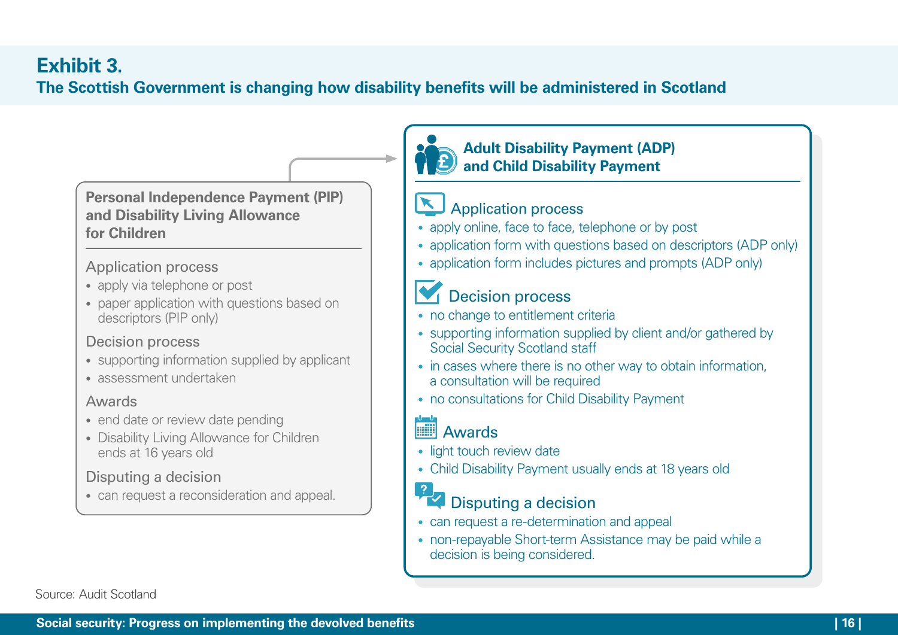## Exhibit 3.

**The Scottish Government is changing how disability benefits will be administered in Scotland**

### Personal Independence Payment (PIP) and Disability Living Allowance for Children

**Application process**

- apply via telephone or post
- paper application with questions based on descriptors (PIP only)

**Decision process**

- supporting information supplied by applicant
- assessment undertaken

**Awards**

- end date or review date pending
- Disability Living Allowance for Children ends at 16 years old

**Disputing a decision**

- can request a reconsideration and appeal.

### Adult Disability Payment (ADP) and Child Disability Payment

**Application process**

- apply online, face to face, telephone or by post
- application form with questions based on descriptors (ADP only)
- application form includes pictures and prompts (ADP only)

**Decision process**

- no change to entitlement criteria
- supporting information supplied by client and/or gathered by Social Security Scotland staff
- in cases where there is no other way to obtain information, a consultation will be required
- no consultations for Child Disability Payment

**Awards**

- light touch review date
- Child Disability Payment usually ends at 18 years old

**Disputing a decision**

- can request a re-determination and appeal
- non-repayable Short-term Assistance may be paid while a decision is being considered.

Source: Audit Scotland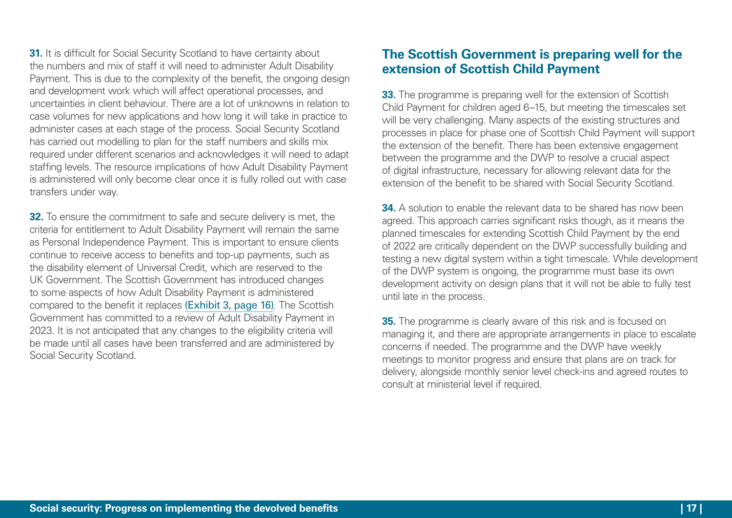**31.** It is difficult for Social Security Scotland to have certainty about the numbers and mix of staff it will need to administer Adult Disability Payment. This is due to the complexity of the benefit, the ongoing design and development work which will affect operational processes, and uncertainties in client behaviour. There are a lot of unknowns in relation to case volumes for new applications and how long it will take in practice to administer cases at each stage of the process. Social Security Scotland has carried out modelling to plan for the staff numbers and skills mix required under different scenarios and acknowledges it will need to adapt staffing levels. The resource implications of how Adult Disability Payment is administered will only become clear once it is fully rolled out with case transfers under way.

**32.** To ensure the commitment to safe and secure delivery is met, the criteria for entitlement to Adult Disability Payment will remain the same as Personal Independence Payment. This is important to ensure clients continue to receive access to benefits and top-up payments, such as the disability element of Universal Credit, which are reserved to the UK Government. The Scottish Government has introduced changes to some aspects of how Adult Disability Payment is administered compared to the benefit it replaces (Exhibit 3, page 16). The Scottish Government has committed to a review of Adult Disability Payment in 2023. It is not anticipated that any changes to the eligibility criteria will be made until all cases have been transferred and are administered by Social Security Scotland.

## The Scottish Government is preparing well for the extension of Scottish Child Payment

**33.** The programme is preparing well for the extension of Scottish Child Payment for children aged 6–15, but meeting the timescales set will be very challenging. Many aspects of the existing structures and processes in place for phase one of Scottish Child Payment will support the extension of the benefit. There has been extensive engagement between the programme and the DWP to resolve a crucial aspect of digital infrastructure, necessary for allowing relevant data for the extension of the benefit to be shared with Social Security Scotland.

**34.** A solution to enable the relevant data to be shared has now been agreed. This approach carries significant risks though, as it means the planned timescales for extending Scottish Child Payment by the end of 2022 are critically dependent on the DWP successfully building and testing a new digital system within a tight timescale. While development of the DWP system is ongoing, the programme must base its own development activity on design plans that it will not be able to fully test until late in the process.

**35.** The programme is clearly aware of this risk and is focused on managing it, and there are appropriate arrangements in place to escalate concerns if needed. The programme and the DWP have weekly meetings to monitor progress and ensure that plans are on track for delivery, alongside monthly senior level check-ins and agreed routes to consult at ministerial level if required.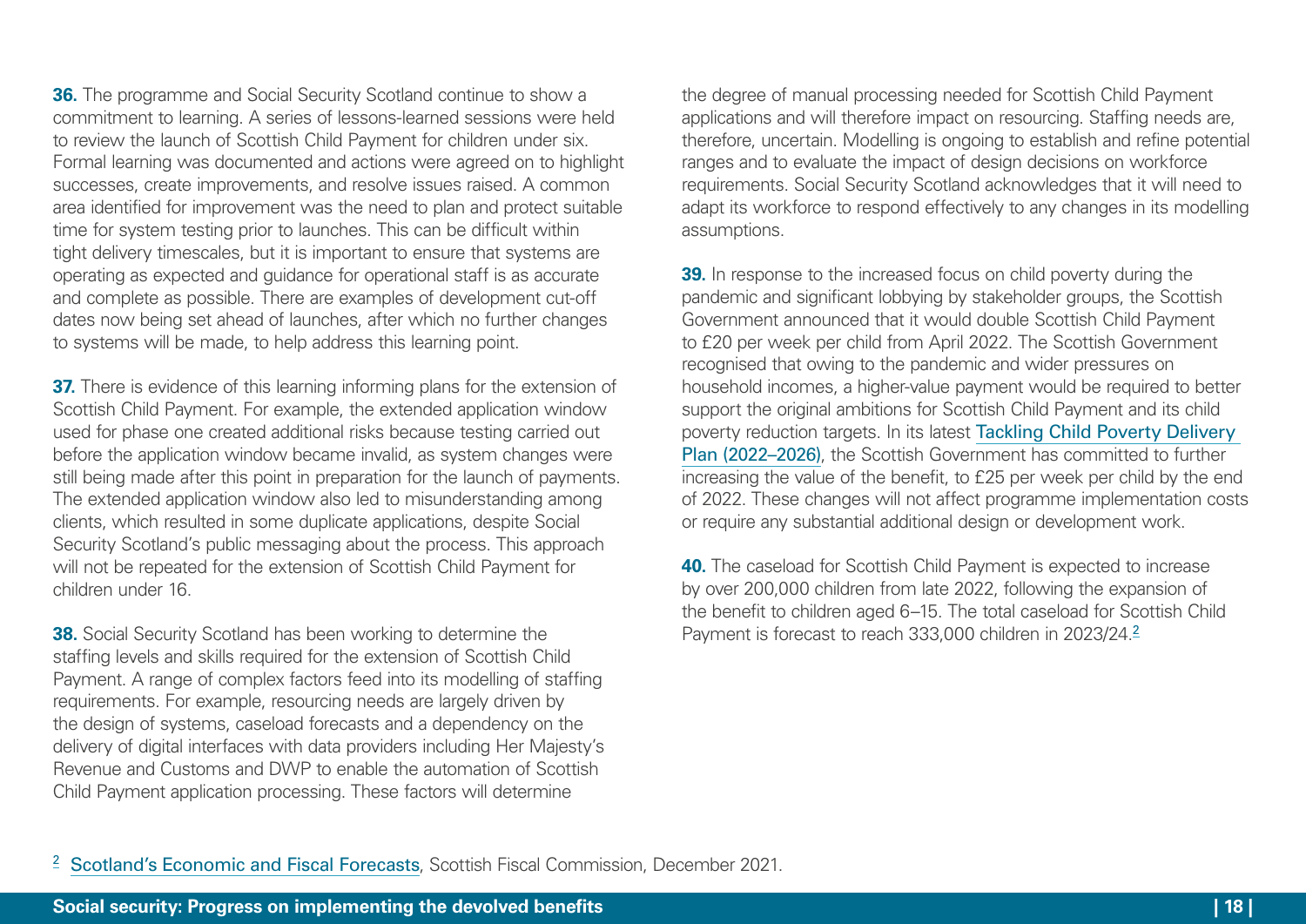**36.** The programme and Social Security Scotland continue to show a commitment to learning. A series of lessons-learned sessions were held to review the launch of Scottish Child Payment for children under six. Formal learning was documented and actions were agreed on to highlight successes, create improvements, and resolve issues raised. A common area identified for improvement was the need to plan and protect suitable time for system testing prior to launches. This can be difficult within tight delivery timescales, but it is important to ensure that systems are operating as expected and guidance for operational staff is as accurate and complete as possible. There are examples of development cut-off dates now being set ahead of launches, after which no further changes to systems will be made, to help address this learning point.

**37.** There is evidence of this learning informing plans for the extension of Scottish Child Payment. For example, the extended application window used for phase one created additional risks because testing carried out before the application window became invalid, as system changes were still being made after this point in preparation for the launch of payments. The extended application window also led to misunderstanding among clients, which resulted in some duplicate applications, despite Social Security Scotland's public messaging about the process. This approach will not be repeated for the extension of Scottish Child Payment for children under 16.

**38.** Social Security Scotland has been working to determine the staffing levels and skills required for the extension of Scottish Child Payment. A range of complex factors feed into its modelling of staffing requirements. For example, resourcing needs are largely driven by the design of systems, caseload forecasts and a dependency on the delivery of digital interfaces with data providers including Her Majesty's Revenue and Customs and DWP to enable the automation of Scottish Child Payment application processing. These factors will determine the degree of manual processing needed for Scottish Child Payment applications and will therefore impact on resourcing. Staffing needs are, therefore, uncertain. Modelling is ongoing to establish and refine potential ranges and to evaluate the impact of design decisions on workforce requirements. Social Security Scotland acknowledges that it will need to adapt its workforce to respond effectively to any changes in its modelling assumptions.

**39.** In response to the increased focus on child poverty during the pandemic and significant lobbying by stakeholder groups, the Scottish Government announced that it would double Scottish Child Payment to £20 per week per child from April 2022. The Scottish Government recognised that owing to the pandemic and wider pressures on household incomes, a higher-value payment would be required to better support the original ambitions for Scottish Child Payment and its child poverty reduction targets. In its latest Tackling Child Poverty Delivery Plan (2022–2026), the Scottish Government has committed to further increasing the value of the benefit, to £25 per week per child by the end of 2022. These changes will not affect programme implementation costs or require any substantial additional design or development work.

**40.** The caseload for Scottish Child Payment is expected to increase by over 200,000 children from late 2022, following the expansion of the benefit to children aged 6–15. The total caseload for Scottish Child Payment is forecast to reach 333,000 children in 2023/24.[2]

[2] Scotland's Economic and Fiscal Forecasts, Scottish Fiscal Commission, December 2021.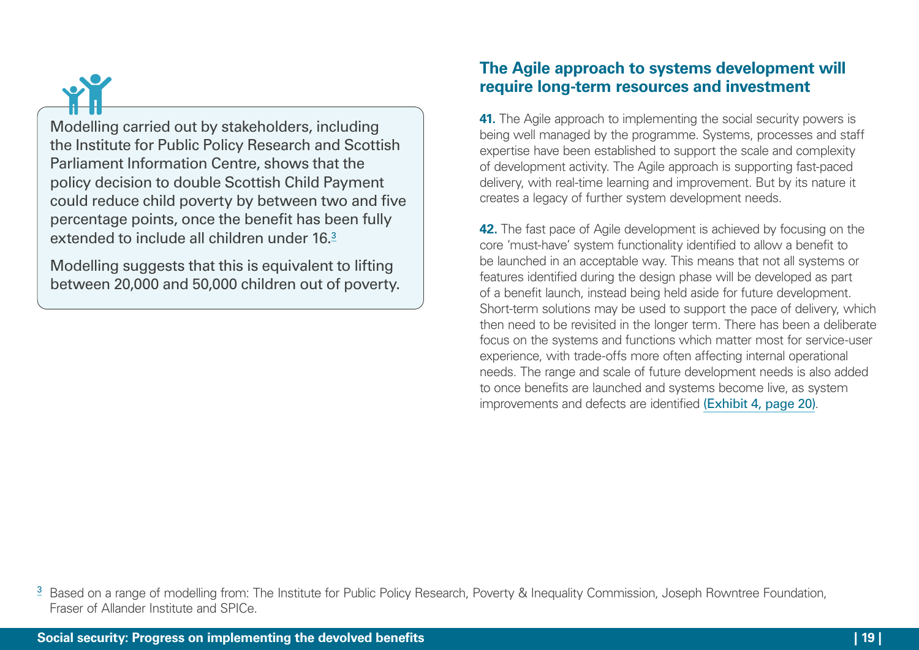Modelling carried out by stakeholders, including the Institute for Public Policy Research and Scottish Parliament Information Centre, shows that the policy decision to double Scottish Child Payment could reduce child poverty by between two and five percentage points, once the benefit has been fully extended to include all children under 16.[3]

Modelling suggests that this is equivalent to lifting between 20,000 and 50,000 children out of poverty.

## The Agile approach to systems development will require long-term resources and investment

**41.** The Agile approach to implementing the social security powers is being well managed by the programme. Systems, processes and staff expertise have been established to support the scale and complexity of development activity. The Agile approach is supporting fast-paced delivery, with real-time learning and improvement. But by its nature it creates a legacy of further system development needs.

**42.** The fast pace of Agile development is achieved by focusing on the core 'must-have' system functionality identified to allow a benefit to be launched in an acceptable way. This means that not all systems or features identified during the design phase will be developed as part of a benefit launch, instead being held aside for future development. Short-term solutions may be used to support the pace of delivery, which then need to be revisited in the longer term. There has been a deliberate focus on the systems and functions which matter most for service-user experience, with trade-offs more often affecting internal operational needs. The range and scale of future development needs is also added to once benefits are launched and systems become live, as system improvements and defects are identified (Exhibit 4, page 20).

[3] Based on a range of modelling from: The Institute for Public Policy Research, Poverty & Inequality Commission, Joseph Rowntree Foundation, Fraser of Allander Institute and SPICe.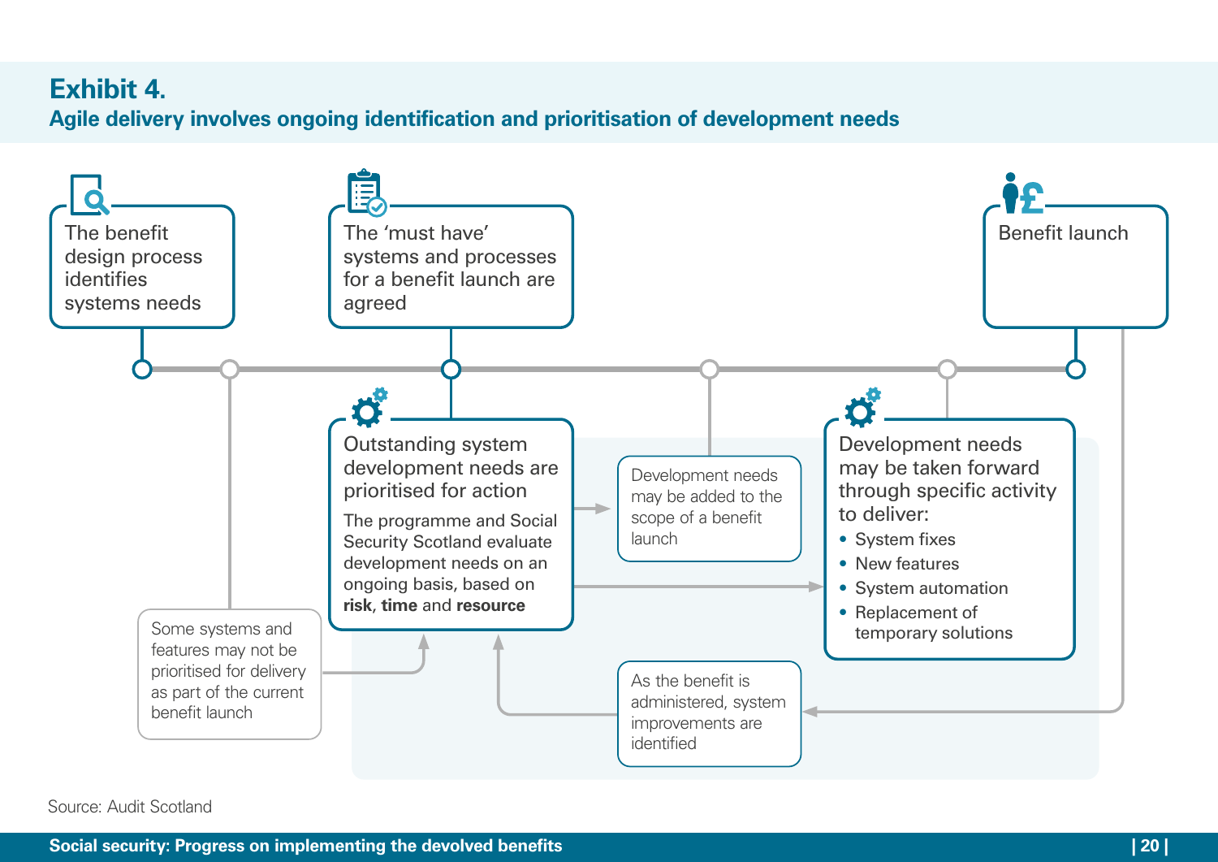## Exhibit 4.

### Agile delivery involves ongoing identification and prioritisation of development needs

The benefit design process identifies systems needs

The 'must have' systems and processes for a benefit launch are agreed

Benefit launch

**Outstanding system development needs are prioritised for action**

The programme and Social Security Scotland evaluate development needs on an ongoing basis, based on **risk**, **time** and **resource**

Development needs may be added to the scope of a benefit launch

Development needs may be taken forward through specific activity to deliver:

- System fixes
- New features
- System automation
- Replacement of temporary solutions

Some systems and features may not be prioritised for delivery as part of the current benefit launch

As the benefit is administered, system improvements are identified

Source: Audit Scotland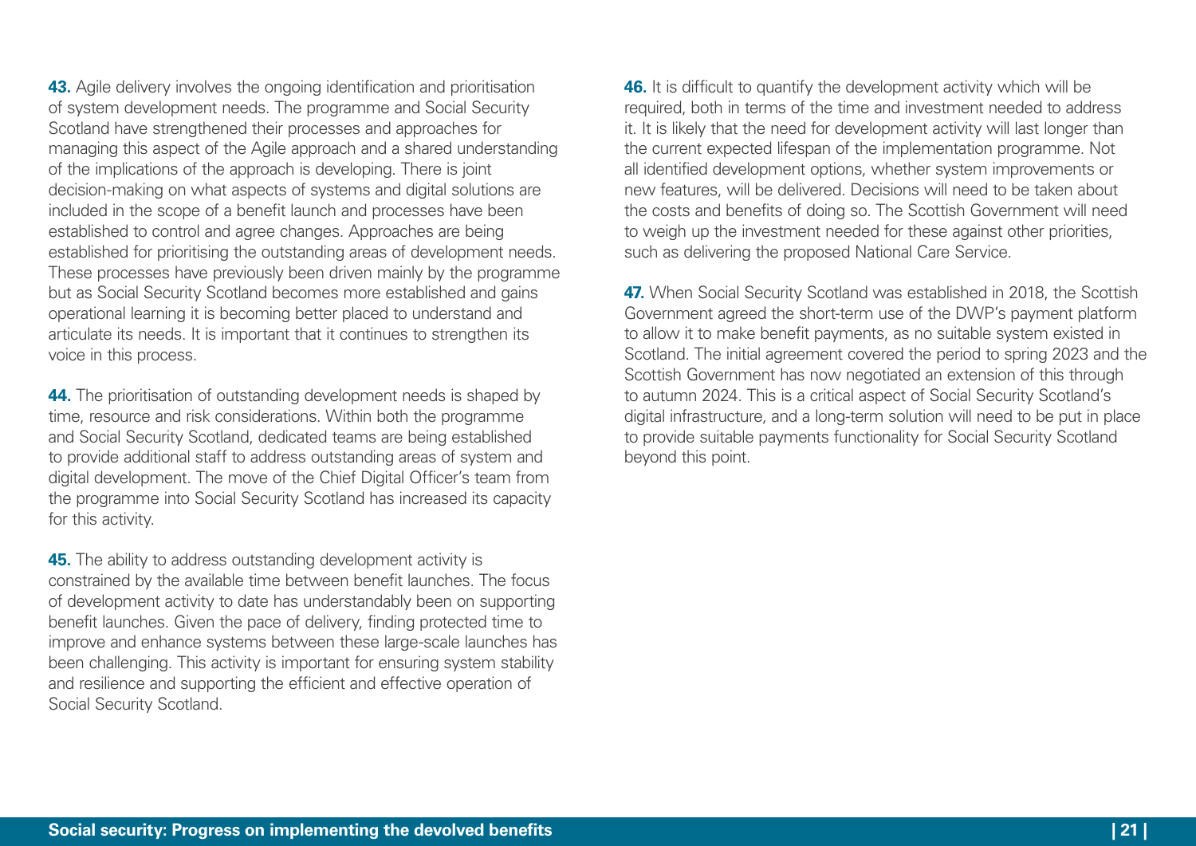**43.** Agile delivery involves the ongoing identification and prioritisation of system development needs. The programme and Social Security Scotland have strengthened their processes and approaches for managing this aspect of the Agile approach and a shared understanding of the implications of the approach is developing. There is joint decision-making on what aspects of systems and digital solutions are included in the scope of a benefit launch and processes have been established to control and agree changes. Approaches are being established for prioritising the outstanding areas of development needs. These processes have previously been driven mainly by the programme but as Social Security Scotland becomes more established and gains operational learning it is becoming better placed to understand and articulate its needs. It is important that it continues to strengthen its voice in this process.

**44.** The prioritisation of outstanding development needs is shaped by time, resource and risk considerations. Within both the programme and Social Security Scotland, dedicated teams are being established to provide additional staff to address outstanding areas of system and digital development. The move of the Chief Digital Officer's team from the programme into Social Security Scotland has increased its capacity for this activity.

**45.** The ability to address outstanding development activity is constrained by the available time between benefit launches. The focus of development activity to date has understandably been on supporting benefit launches. Given the pace of delivery, finding protected time to improve and enhance systems between these large-scale launches has been challenging. This activity is important for ensuring system stability and resilience and supporting the efficient and effective operation of Social Security Scotland.

**46.** It is difficult to quantify the development activity which will be required, both in terms of the time and investment needed to address it. It is likely that the need for development activity will last longer than the current expected lifespan of the implementation programme. Not all identified development options, whether system improvements or new features, will be delivered. Decisions will need to be taken about the costs and benefits of doing so. The Scottish Government will need to weigh up the investment needed for these against other priorities, such as delivering the proposed National Care Service.

**47.** When Social Security Scotland was established in 2018, the Scottish Government agreed the short-term use of the DWP's payment platform to allow it to make benefit payments, as no suitable system existed in Scotland. The initial agreement covered the period to spring 2023 and the Scottish Government has now negotiated an extension of this through to autumn 2024. This is a critical aspect of Social Security Scotland's digital infrastructure, and a long-term solution will need to be put in place to provide suitable payments functionality for Social Security Scotland beyond this point.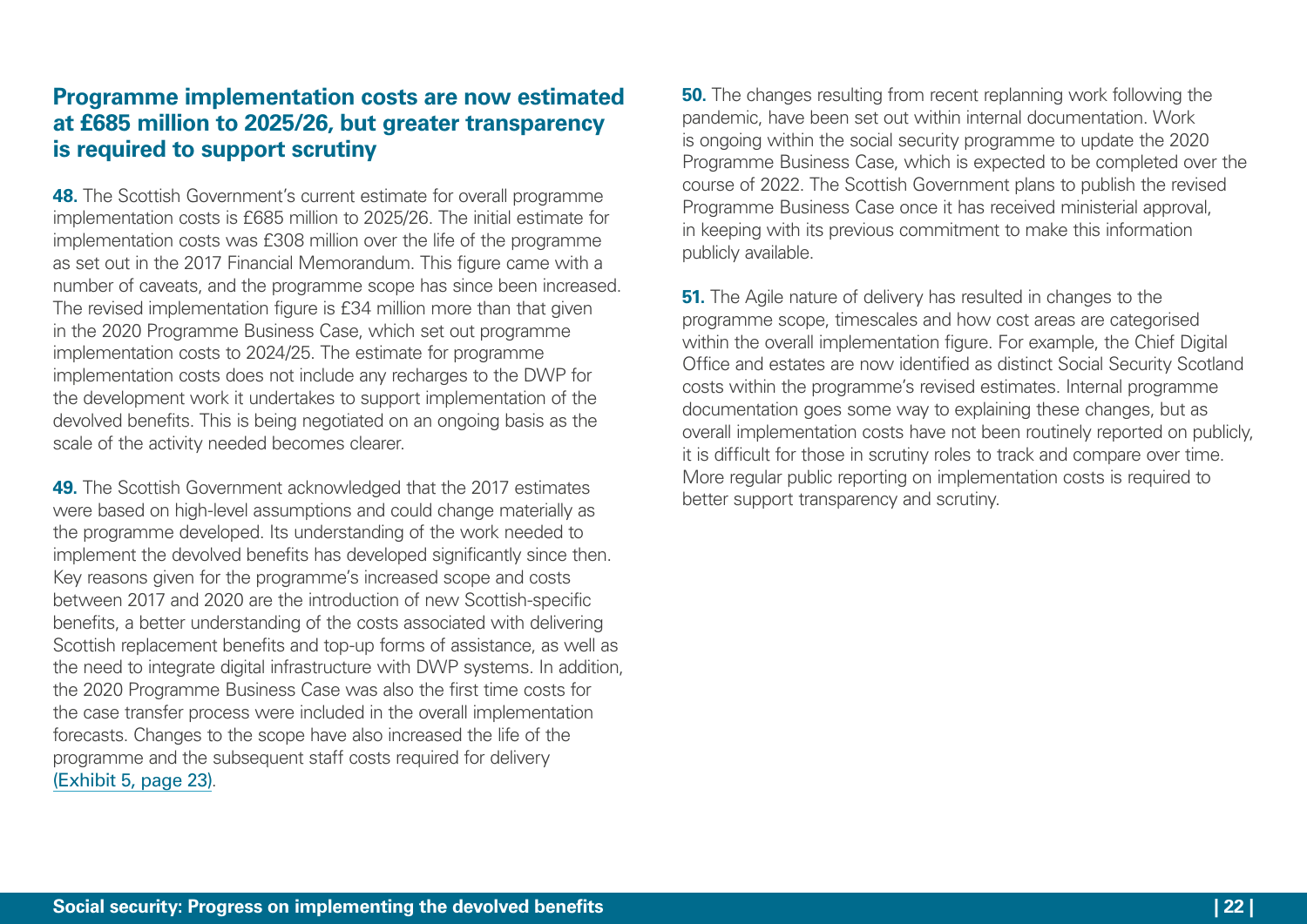## Programme implementation costs are now estimated at £685 million to 2025/26, but greater transparency is required to support scrutiny

**48.** The Scottish Government's current estimate for overall programme implementation costs is £685 million to 2025/26. The initial estimate for implementation costs was £308 million over the life of the programme as set out in the 2017 Financial Memorandum. This figure came with a number of caveats, and the programme scope has since been increased. The revised implementation figure is £34 million more than that given in the 2020 Programme Business Case, which set out programme implementation costs to 2024/25. The estimate for programme implementation costs does not include any recharges to the DWP for the development work it undertakes to support implementation of the devolved benefits. This is being negotiated on an ongoing basis as the scale of the activity needed becomes clearer.

**49.** The Scottish Government acknowledged that the 2017 estimates were based on high-level assumptions and could change materially as the programme developed. Its understanding of the work needed to implement the devolved benefits has developed significantly since then. Key reasons given for the programme's increased scope and costs between 2017 and 2020 are the introduction of new Scottish-specific benefits, a better understanding of the costs associated with delivering Scottish replacement benefits and top-up forms of assistance, as well as the need to integrate digital infrastructure with DWP systems. In addition, the 2020 Programme Business Case was also the first time costs for the case transfer process were included in the overall implementation forecasts. Changes to the scope have also increased the life of the programme and the subsequent staff costs required for delivery (Exhibit 5, page 23).

**50.** The changes resulting from recent replanning work following the pandemic, have been set out within internal documentation. Work is ongoing within the social security programme to update the 2020 Programme Business Case, which is expected to be completed over the course of 2022. The Scottish Government plans to publish the revised Programme Business Case once it has received ministerial approval, in keeping with its previous commitment to make this information publicly available.

**51.** The Agile nature of delivery has resulted in changes to the programme scope, timescales and how cost areas are categorised within the overall implementation figure. For example, the Chief Digital Office and estates are now identified as distinct Social Security Scotland costs within the programme's revised estimates. Internal programme documentation goes some way to explaining these changes, but as overall implementation costs have not been routinely reported on publicly, it is difficult for those in scrutiny roles to track and compare over time. More regular public reporting on implementation costs is required to better support transparency and scrutiny.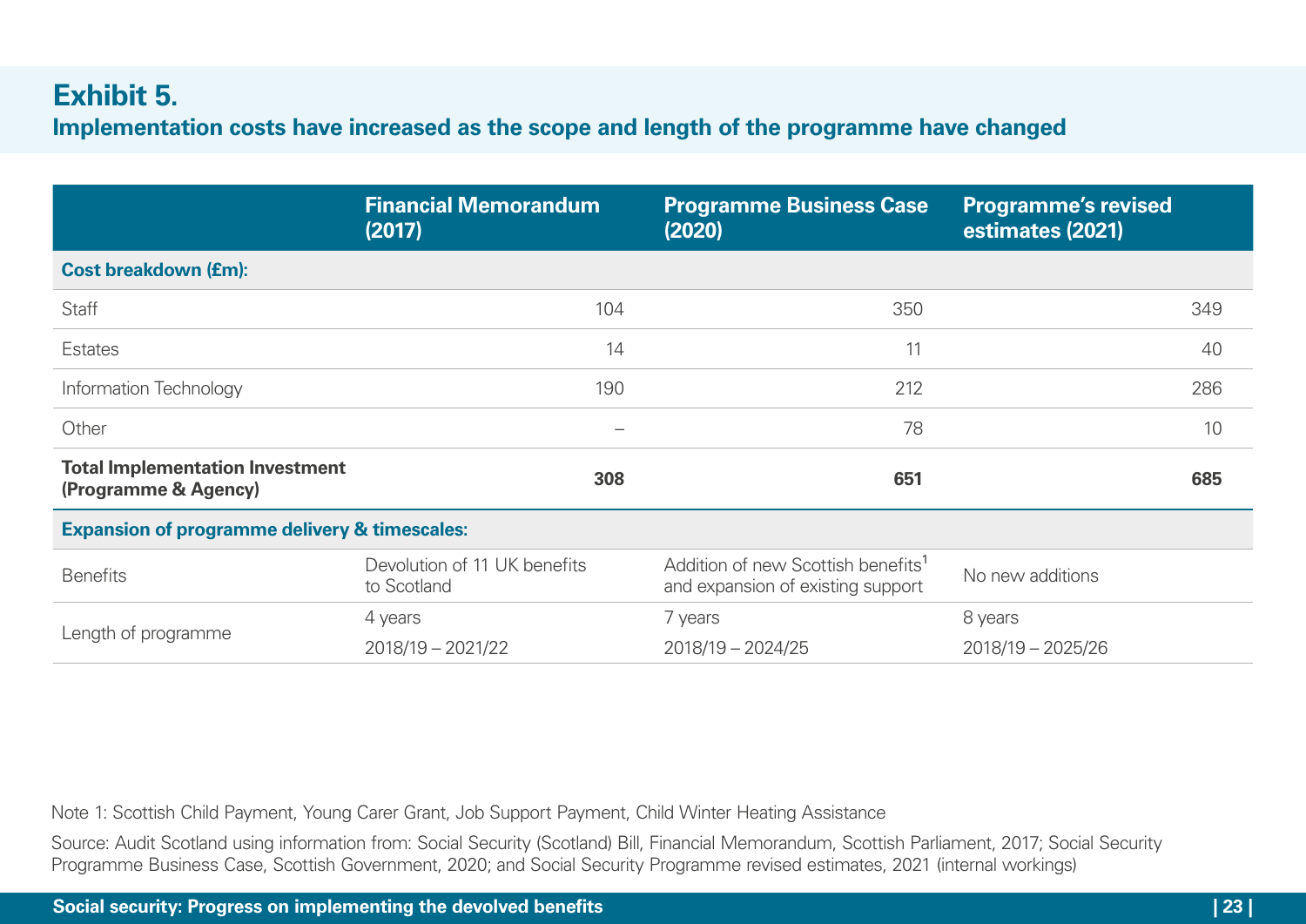## Exhibit 5.

### Implementation costs have increased as the scope and length of the programme have changed

| | Financial Memorandum (2017) | Programme Business Case (2020) | Programme's revised estimates (2021) |
|---|---|---|---|
| **Cost breakdown (£m):** | | | |
| Staff | 104 | 350 | 349 |
| Estates | 14 | 11 | 40 |
| Information Technology | 190 | 212 | 286 |
| Other | – | 78 | 10 |
| **Total Implementation Investment (Programme & Agency)** | **308** | **651** | **685** |
| **Expansion of programme delivery & timescales:** | | | |
| Benefits | Devolution of 11 UK benefits to Scotland | Addition of new Scottish benefits[1] and expansion of existing support | No new additions |
| Length of programme | 4 years<br>2018/19 – 2021/22 | 7 years<br>2018/19 – 2024/25 | 8 years<br>2018/19 – 2025/26 |

Note 1: Scottish Child Payment, Young Carer Grant, Job Support Payment, Child Winter Heating Assistance

Source: Audit Scotland using information from: Social Security (Scotland) Bill, Financial Memorandum, Scottish Parliament, 2017; Social Security Programme Business Case, Scottish Government, 2020; and Social Security Programme revised estimates, 2021 (internal workings)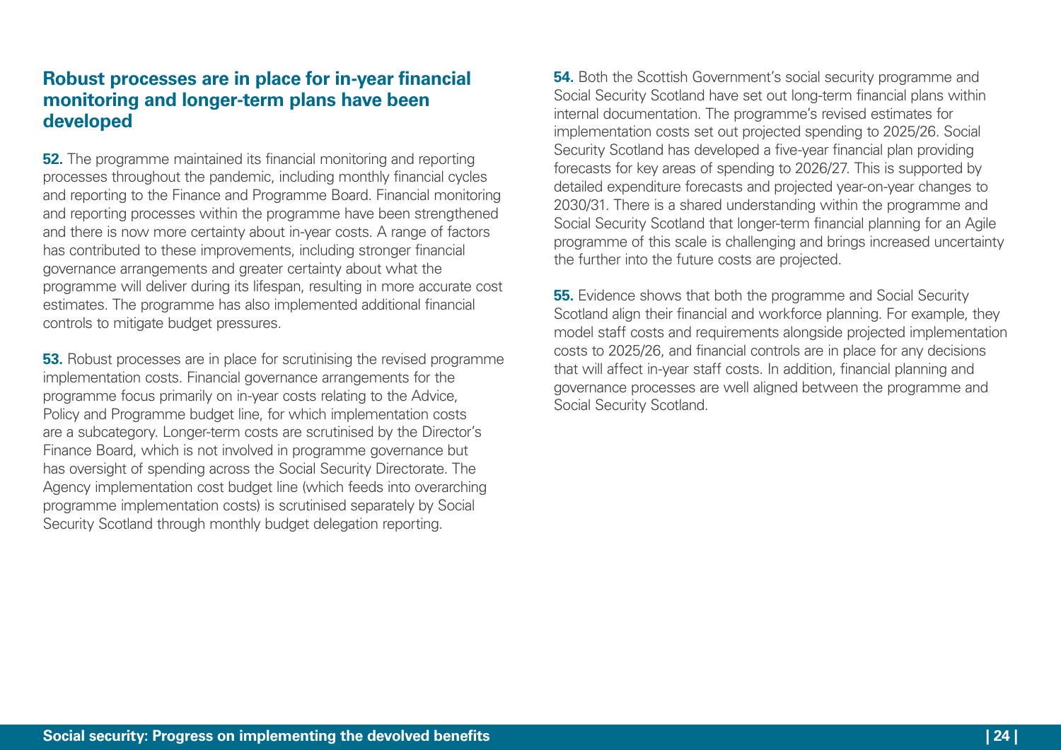## Robust processes are in place for in-year financial monitoring and longer-term plans have been developed

**52.** The programme maintained its financial monitoring and reporting processes throughout the pandemic, including monthly financial cycles and reporting to the Finance and Programme Board. Financial monitoring and reporting processes within the programme have been strengthened and there is now more certainty about in-year costs. A range of factors has contributed to these improvements, including stronger financial governance arrangements and greater certainty about what the programme will deliver during its lifespan, resulting in more accurate cost estimates. The programme has also implemented additional financial controls to mitigate budget pressures.

**53.** Robust processes are in place for scrutinising the revised programme implementation costs. Financial governance arrangements for the programme focus primarily on in-year costs relating to the Advice, Policy and Programme budget line, for which implementation costs are a subcategory. Longer-term costs are scrutinised by the Director's Finance Board, which is not involved in programme governance but has oversight of spending across the Social Security Directorate. The Agency implementation cost budget line (which feeds into overarching programme implementation costs) is scrutinised separately by Social Security Scotland through monthly budget delegation reporting.

**54.** Both the Scottish Government's social security programme and Social Security Scotland have set out long-term financial plans within internal documentation. The programme's revised estimates for implementation costs set out projected spending to 2025/26. Social Security Scotland has developed a five-year financial plan providing forecasts for key areas of spending to 2026/27. This is supported by detailed expenditure forecasts and projected year-on-year changes to 2030/31. There is a shared understanding within the programme and Social Security Scotland that longer-term financial planning for an Agile programme of this scale is challenging and brings increased uncertainty the further into the future costs are projected.

**55.** Evidence shows that both the programme and Social Security Scotland align their financial and workforce planning. For example, they model staff costs and requirements alongside projected implementation costs to 2025/26, and financial controls are in place for any decisions that will affect in-year staff costs. In addition, financial planning and governance processes are well aligned between the programme and Social Security Scotland.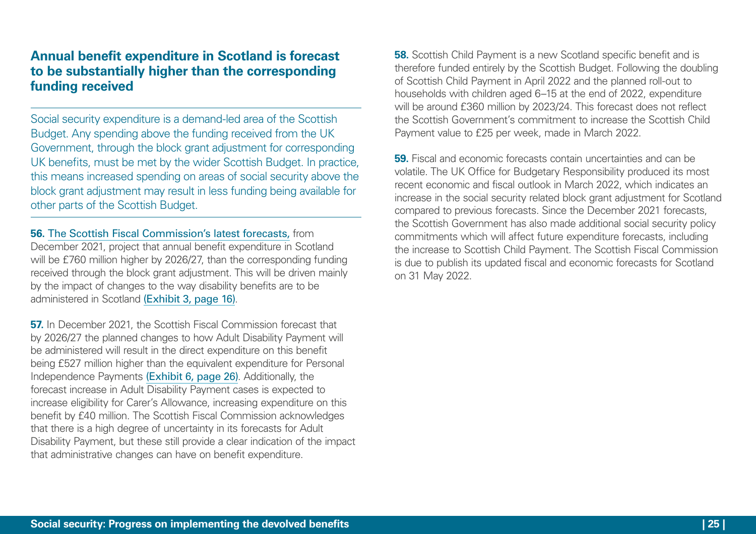## Annual benefit expenditure in Scotland is forecast to be substantially higher than the corresponding funding received

Social security expenditure is a demand-led area of the Scottish Budget. Any spending above the funding received from the UK Government, through the block grant adjustment for corresponding UK benefits, must be met by the wider Scottish Budget. In practice, this means increased spending on areas of social security above the block grant adjustment may result in less funding being available for other parts of the Scottish Budget.

**56.** The Scottish Fiscal Commission's latest forecasts, from December 2021, project that annual benefit expenditure in Scotland will be £760 million higher by 2026/27, than the corresponding funding received through the block grant adjustment. This will be driven mainly by the impact of changes to the way disability benefits are to be administered in Scotland (Exhibit 3, page 16).

**57.** In December 2021, the Scottish Fiscal Commission forecast that by 2026/27 the planned changes to how Adult Disability Payment will be administered will result in the direct expenditure on this benefit being £527 million higher than the equivalent expenditure for Personal Independence Payments (Exhibit 6, page 26). Additionally, the forecast increase in Adult Disability Payment cases is expected to increase eligibility for Carer's Allowance, increasing expenditure on this benefit by £40 million. The Scottish Fiscal Commission acknowledges that there is a high degree of uncertainty in its forecasts for Adult Disability Payment, but these still provide a clear indication of the impact that administrative changes can have on benefit expenditure.

**58.** Scottish Child Payment is a new Scotland specific benefit and is therefore funded entirely by the Scottish Budget. Following the doubling of Scottish Child Payment in April 2022 and the planned roll-out to households with children aged 6–15 at the end of 2022, expenditure will be around £360 million by 2023/24. This forecast does not reflect the Scottish Government's commitment to increase the Scottish Child Payment value to £25 per week, made in March 2022.

**59.** Fiscal and economic forecasts contain uncertainties and can be volatile. The UK Office for Budgetary Responsibility produced its most recent economic and fiscal outlook in March 2022, which indicates an increase in the social security related block grant adjustment for Scotland compared to previous forecasts. Since the December 2021 forecasts, the Scottish Government has also made additional social security policy commitments which will affect future expenditure forecasts, including the increase to Scottish Child Payment. The Scottish Fiscal Commission is due to publish its updated fiscal and economic forecasts for Scotland on 31 May 2022.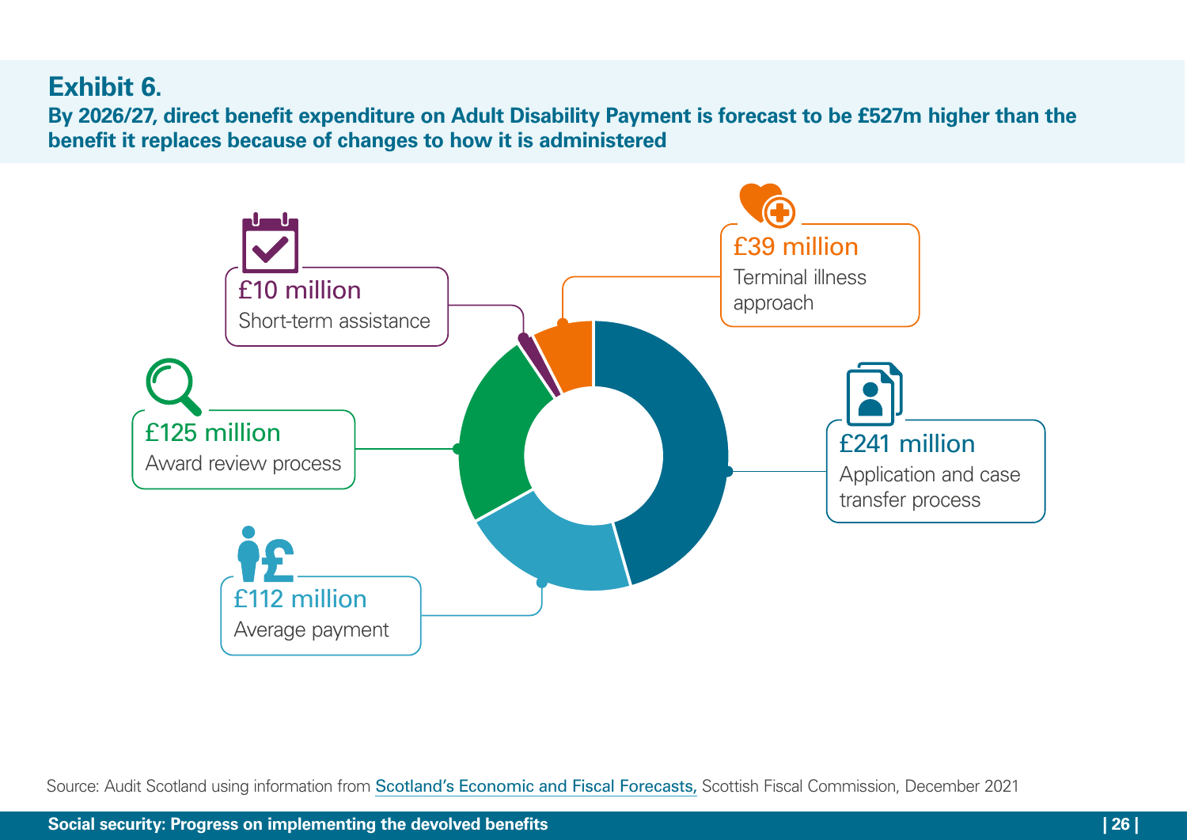## Exhibit 6.

**By 2026/27, direct benefit expenditure on Adult Disability Payment is forecast to be £527m higher than the benefit it replaces because of changes to how it is administered**

£10 million
Short-term assistance

£39 million
Terminal illness approach

£125 million
Award review process

£241 million
Application and case transfer process

£112 million
Average payment

Source: Audit Scotland using information from Scotland's Economic and Fiscal Forecasts, Scottish Fiscal Commission, December 2021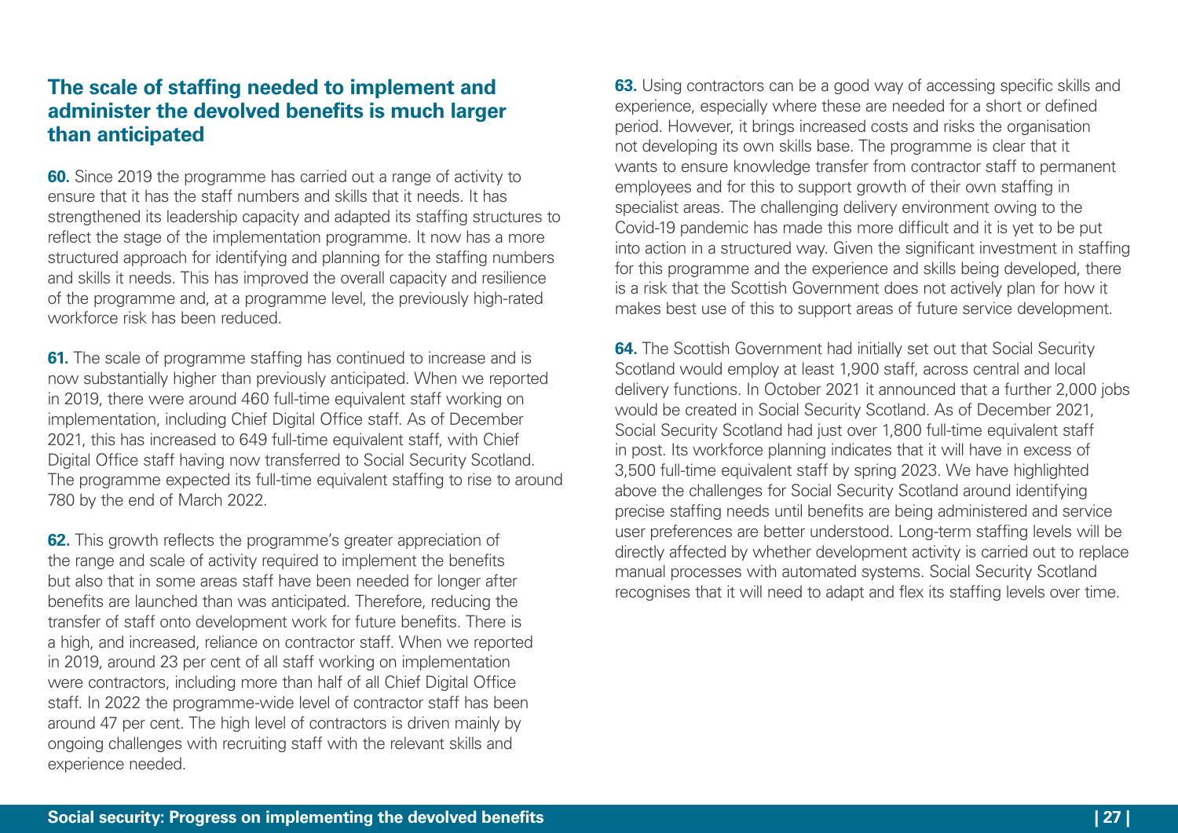## The scale of staffing needed to implement and administer the devolved benefits is much larger than anticipated

**60.** Since 2019 the programme has carried out a range of activity to ensure that it has the staff numbers and skills that it needs. It has strengthened its leadership capacity and adapted its staffing structures to reflect the stage of the implementation programme. It now has a more structured approach for identifying and planning for the staffing numbers and skills it needs. This has improved the overall capacity and resilience of the programme and, at a programme level, the previously high-rated workforce risk has been reduced.

**61.** The scale of programme staffing has continued to increase and is now substantially higher than previously anticipated. When we reported in 2019, there were around 460 full-time equivalent staff working on implementation, including Chief Digital Office staff. As of December 2021, this has increased to 649 full-time equivalent staff, with Chief Digital Office staff having now transferred to Social Security Scotland. The programme expected its full-time equivalent staffing to rise to around 780 by the end of March 2022.

**62.** This growth reflects the programme's greater appreciation of the range and scale of activity required to implement the benefits but also that in some areas staff have been needed for longer after benefits are launched than was anticipated. Therefore, reducing the transfer of staff onto development work for future benefits. There is a high, and increased, reliance on contractor staff. When we reported in 2019, around 23 per cent of all staff working on implementation were contractors, including more than half of all Chief Digital Office staff. In 2022 the programme-wide level of contractor staff has been around 47 per cent. The high level of contractors is driven mainly by ongoing challenges with recruiting staff with the relevant skills and experience needed.

**63.** Using contractors can be a good way of accessing specific skills and experience, especially where these are needed for a short or defined period. However, it brings increased costs and risks the organisation not developing its own skills base. The programme is clear that it wants to ensure knowledge transfer from contractor staff to permanent employees and for this to support growth of their own staffing in specialist areas. The challenging delivery environment owing to the Covid-19 pandemic has made this more difficult and it is yet to be put into action in a structured way. Given the significant investment in staffing for this programme and the experience and skills being developed, there is a risk that the Scottish Government does not actively plan for how it makes best use of this to support areas of future service development.

**64.** The Scottish Government had initially set out that Social Security Scotland would employ at least 1,900 staff, across central and local delivery functions. In October 2021 it announced that a further 2,000 jobs would be created in Social Security Scotland. As of December 2021, Social Security Scotland had just over 1,800 full-time equivalent staff in post. Its workforce planning indicates that it will have in excess of 3,500 full-time equivalent staff by spring 2023. We have highlighted above the challenges for Social Security Scotland around identifying precise staffing needs until benefits are being administered and service user preferences are better understood. Long-term staffing levels will be directly affected by whether development activity is carried out to replace manual processes with automated systems. Social Security Scotland recognises that it will need to adapt and flex its staffing levels over time.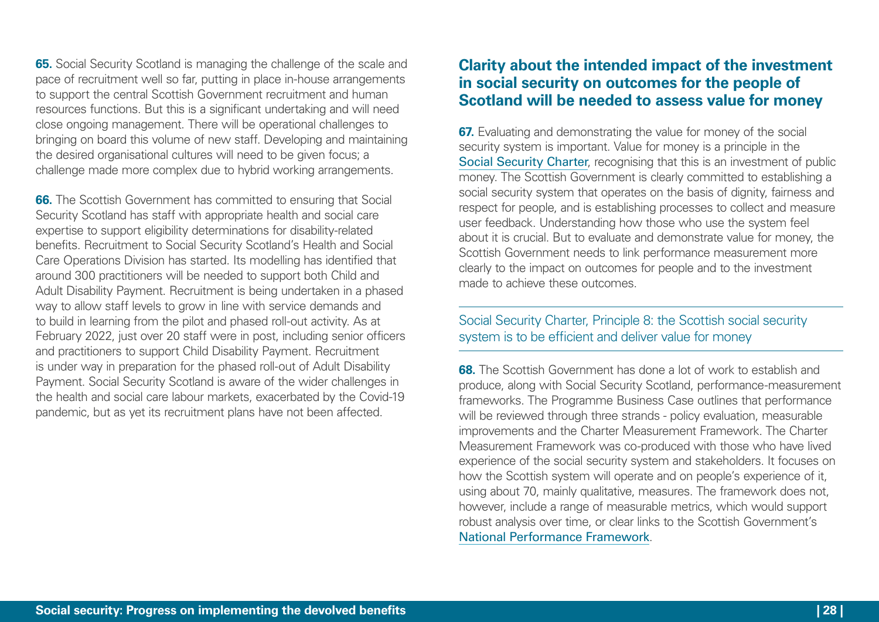**65.** Social Security Scotland is managing the challenge of the scale and pace of recruitment well so far, putting in place in-house arrangements to support the central Scottish Government recruitment and human resources functions. But this is a significant undertaking and will need close ongoing management. There will be operational challenges to bringing on board this volume of new staff. Developing and maintaining the desired organisational cultures will need to be given focus; a challenge made more complex due to hybrid working arrangements.

**66.** The Scottish Government has committed to ensuring that Social Security Scotland has staff with appropriate health and social care expertise to support eligibility determinations for disability-related benefits. Recruitment to Social Security Scotland's Health and Social Care Operations Division has started. Its modelling has identified that around 300 practitioners will be needed to support both Child and Adult Disability Payment. Recruitment is being undertaken in a phased way to allow staff levels to grow in line with service demands and to build in learning from the pilot and phased roll-out activity. As at February 2022, just over 20 staff were in post, including senior officers and practitioners to support Child Disability Payment. Recruitment is under way in preparation for the phased roll-out of Adult Disability Payment. Social Security Scotland is aware of the wider challenges in the health and social care labour markets, exacerbated by the Covid-19 pandemic, but as yet its recruitment plans have not been affected.

## Clarity about the intended impact of the investment in social security on outcomes for the people of Scotland will be needed to assess value for money

**67.** Evaluating and demonstrating the value for money of the social security system is important. Value for money is a principle in the Social Security Charter, recognising that this is an investment of public money. The Scottish Government is clearly committed to establishing a social security system that operates on the basis of dignity, fairness and respect for people, and is establishing processes to collect and measure user feedback. Understanding how those who use the system feel about it is crucial. But to evaluate and demonstrate value for money, the Scottish Government needs to link performance measurement more clearly to the impact on outcomes for people and to the investment made to achieve these outcomes.

---

Social Security Charter, Principle 8: the Scottish social security system is to be efficient and deliver value for money

---

**68.** The Scottish Government has done a lot of work to establish and produce, along with Social Security Scotland, performance-measurement frameworks. The Programme Business Case outlines that performance will be reviewed through three strands - policy evaluation, measurable improvements and the Charter Measurement Framework. The Charter Measurement Framework was co-produced with those who have lived experience of the social security system and stakeholders. It focuses on how the Scottish system will operate and on people's experience of it, using about 70, mainly qualitative, measures. The framework does not, however, include a range of measurable metrics, which would support robust analysis over time, or clear links to the Scottish Government's National Performance Framework.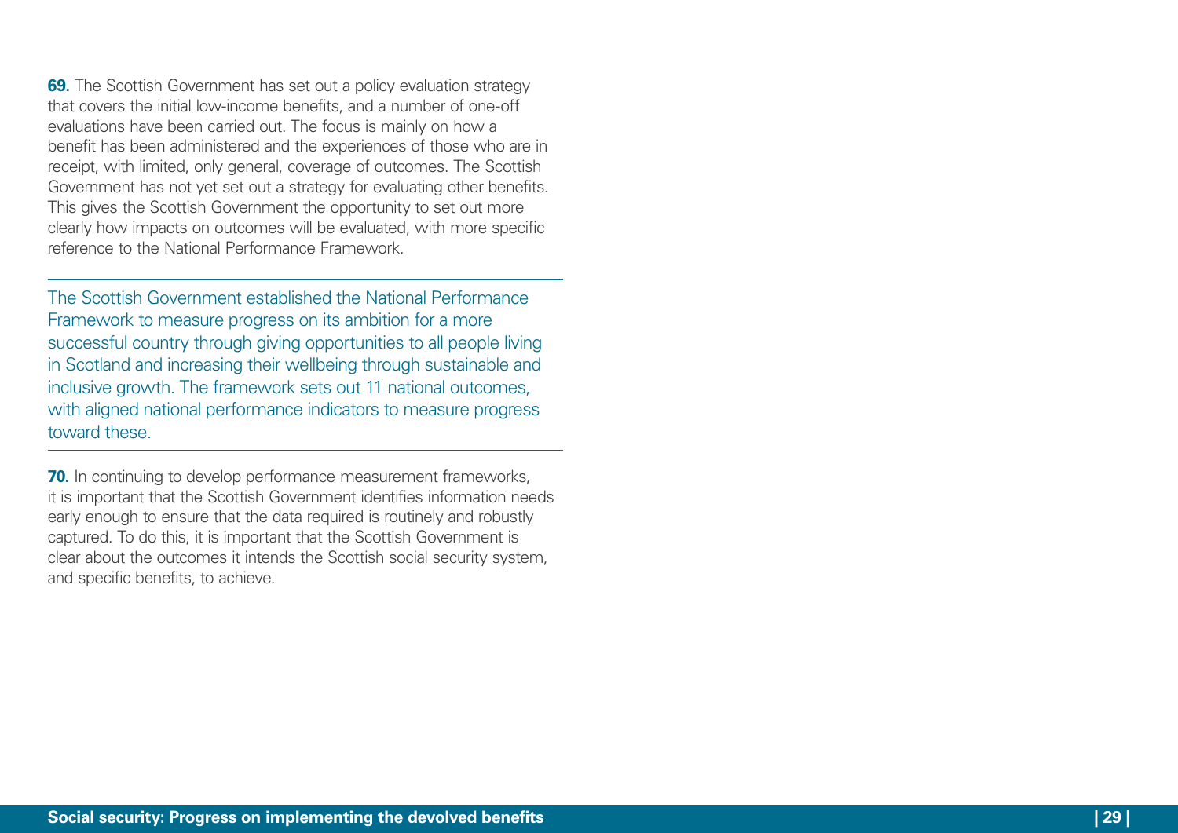**69.** The Scottish Government has set out a policy evaluation strategy that covers the initial low-income benefits, and a number of one-off evaluations have been carried out. The focus is mainly on how a benefit has been administered and the experiences of those who are in receipt, with limited, only general, coverage of outcomes. The Scottish Government has not yet set out a strategy for evaluating other benefits. This gives the Scottish Government the opportunity to set out more clearly how impacts on outcomes will be evaluated, with more specific reference to the National Performance Framework.

---

The Scottish Government established the National Performance Framework to measure progress on its ambition for a more successful country through giving opportunities to all people living in Scotland and increasing their wellbeing through sustainable and inclusive growth. The framework sets out 11 national outcomes, with aligned national performance indicators to measure progress toward these.

---

**70.** In continuing to develop performance measurement frameworks, it is important that the Scottish Government identifies information needs early enough to ensure that the data required is routinely and robustly captured. To do this, it is important that the Scottish Government is clear about the outcomes it intends the Scottish social security system, and specific benefits, to achieve.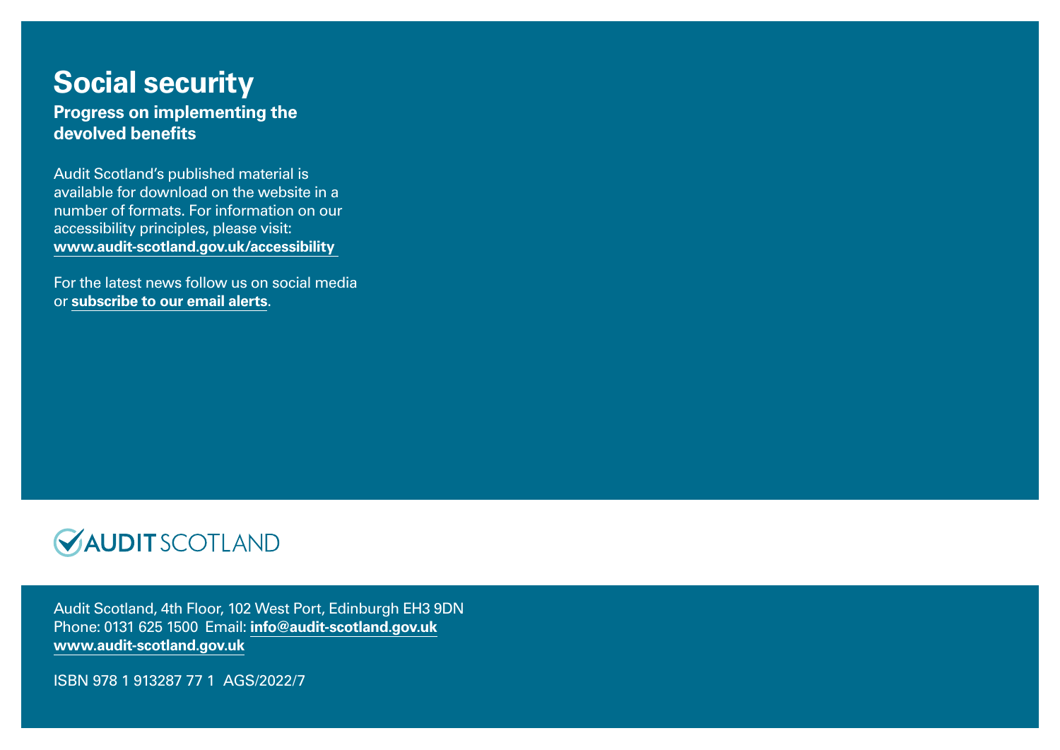# Social security

**Progress on implementing the devolved benefits**

Audit Scotland's published material is available for download on the website in a number of formats. For information on our accessibility principles, please visit: **www.audit-scotland.gov.uk/accessibility**

For the latest news follow us on social media or **subscribe to our email alerts**.

AUDIT SCOTLAND

Audit Scotland, 4th Floor, 102 West Port, Edinburgh EH3 9DN
Phone: 0131 625 1500 Email: **info@audit-scotland.gov.uk**
**www.audit-scotland.gov.uk**

ISBN 978 1 913287 77 1 AGS/2022/7